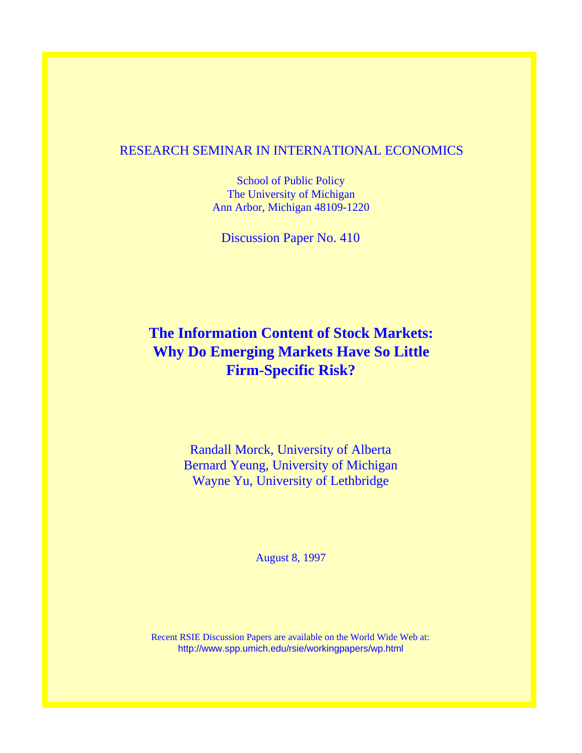RESEARCH SEMINAR IN INTERNATIONAL ECONOMICS

School of Public Policy
The University of Michigan
Ann Arbor, Michigan 48109-1220

Discussion Paper No. 410

# The Information Content of Stock Markets: Why Do Emerging Markets Have So Little Firm-Specific Risk?

Randall Morck, University of Alberta
Bernard Yeung, University of Michigan
Wayne Yu, University of Lethbridge

August 8, 1997

Recent RSIE Discussion Papers are available on the World Wide Web at:
http://www.spp.umich.edu/rsie/workingpapers/wp.html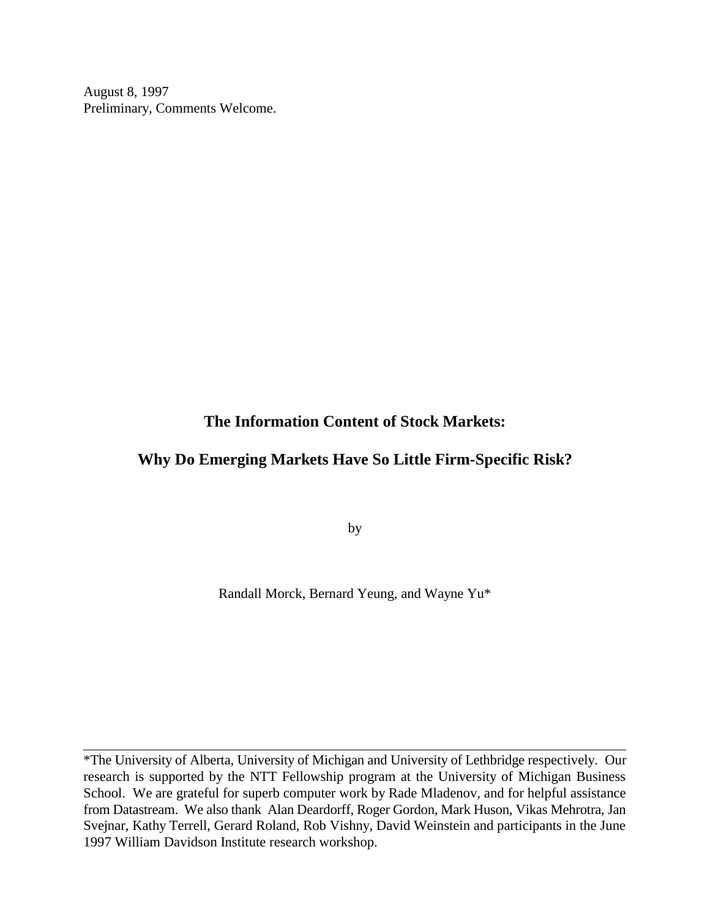August 8, 1997
Preliminary, Comments Welcome.

# The Information Content of Stock Markets:

# Why Do Emerging Markets Have So Little Firm-Specific Risk?

by

Randall Morck, Bernard Yeung, and Wayne Yu*

---

*The University of Alberta, University of Michigan and University of Lethbridge respectively. Our research is supported by the NTT Fellowship program at the University of Michigan Business School. We are grateful for superb computer work by Rade Mladenov, and for helpful assistance from Datastream. We also thank Alan Deardorff, Roger Gordon, Mark Huson, Vikas Mehrotra, Jan Svejnar, Kathy Terrell, Gerard Roland, Rob Vishny, David Weinstein and participants in the June 1997 William Davidson Institute research workshop.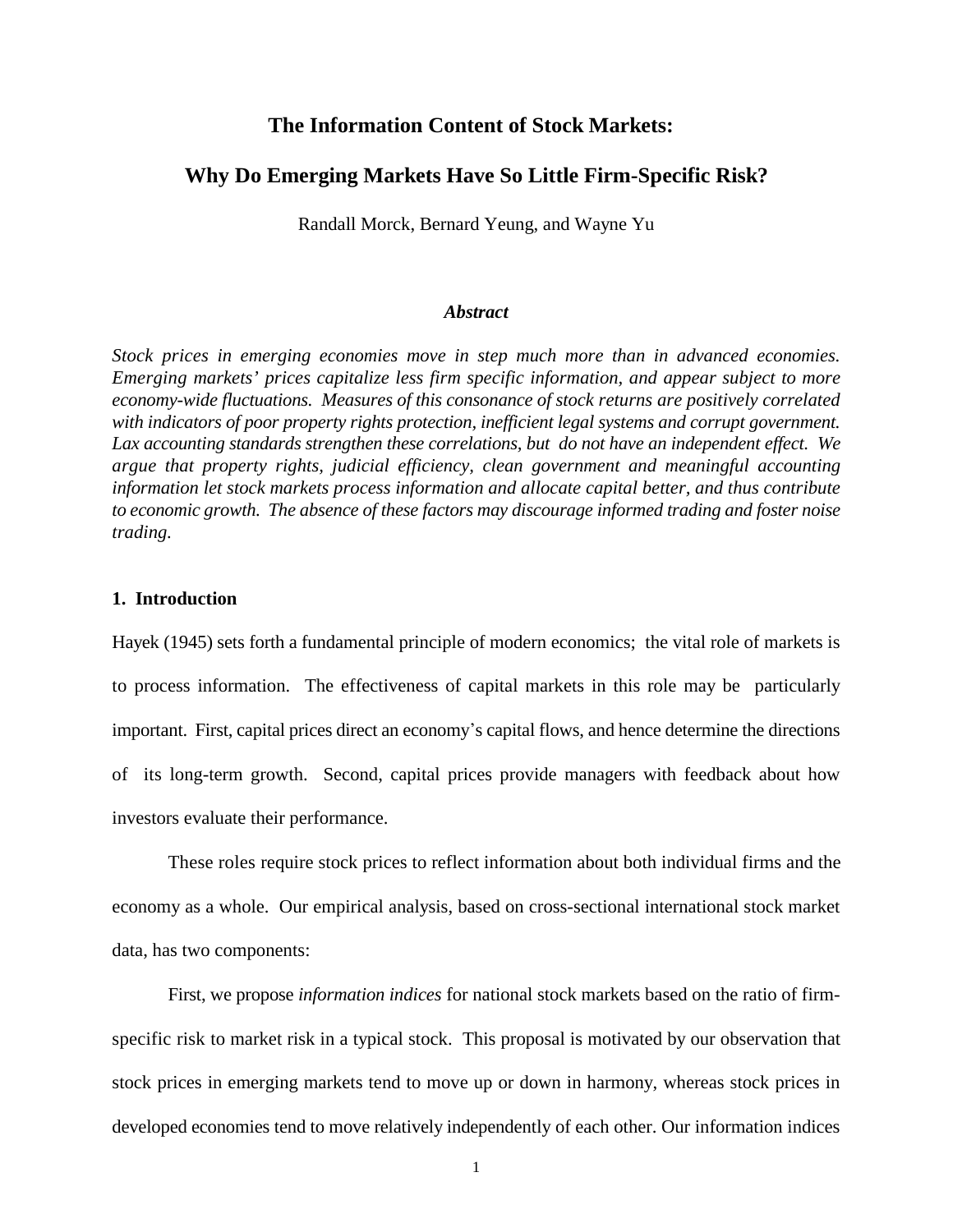# The Information Content of Stock Markets:

# Why Do Emerging Markets Have So Little Firm-Specific Risk?

Randall Morck, Bernard Yeung, and Wayne Yu

### *Abstract*

*Stock prices in emerging economies move in step much more than in advanced economies. Emerging markets' prices capitalize less firm specific information, and appear subject to more economy-wide fluctuations. Measures of this consonance of stock returns are positively correlated with indicators of poor property rights protection, inefficient legal systems and corrupt government. Lax accounting standards strengthen these correlations, but do not have an independent effect. We argue that property rights, judicial efficiency, clean government and meaningful accounting information let stock markets process information and allocate capital better, and thus contribute to economic growth. The absence of these factors may discourage informed trading and foster noise trading.*

## 1. Introduction

Hayek (1945) sets forth a fundamental principle of modern economics; the vital role of markets is to process information. The effectiveness of capital markets in this role may be particularly important. First, capital prices direct an economy's capital flows, and hence determine the directions of its long-term growth. Second, capital prices provide managers with feedback about how investors evaluate their performance.

These roles require stock prices to reflect information about both individual firms and the economy as a whole. Our empirical analysis, based on cross-sectional international stock market data, has two components:

First, we propose *information indices* for national stock markets based on the ratio of firm-specific risk to market risk in a typical stock. This proposal is motivated by our observation that stock prices in emerging markets tend to move up or down in harmony, whereas stock prices in developed economies tend to move relatively independently of each other. Our information indices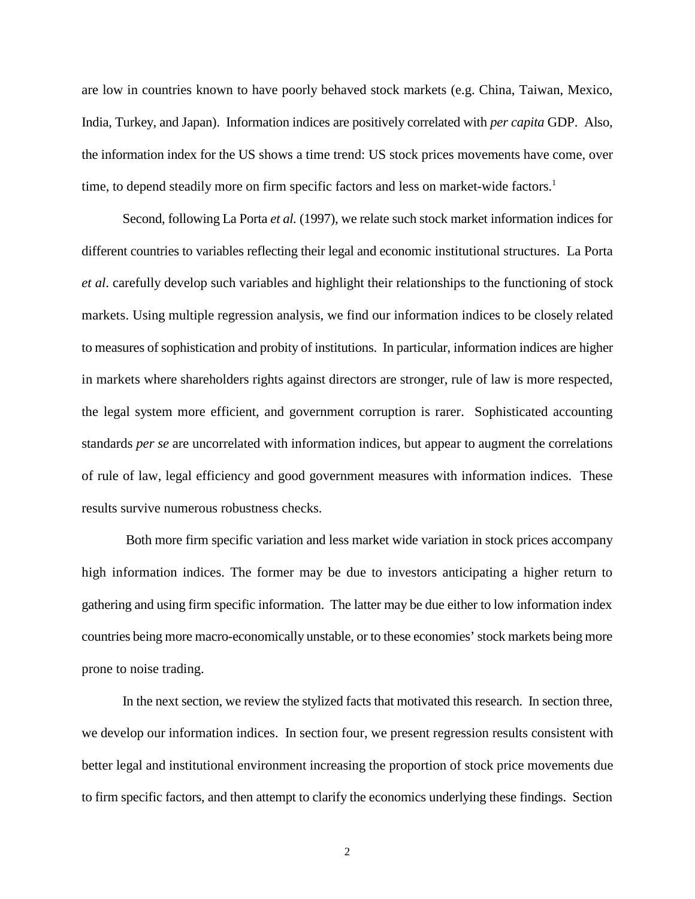are low in countries known to have poorly behaved stock markets (e.g. China, Taiwan, Mexico, India, Turkey, and Japan). Information indices are positively correlated with *per capita* GDP. Also, the information index for the US shows a time trend: US stock prices movements have come, over time, to depend steadily more on firm specific factors and less on market-wide factors.[1]

Second, following La Porta *et al.* (1997), we relate such stock market information indices for different countries to variables reflecting their legal and economic institutional structures. La Porta *et al*. carefully develop such variables and highlight their relationships to the functioning of stock markets. Using multiple regression analysis, we find our information indices to be closely related to measures of sophistication and probity of institutions. In particular, information indices are higher in markets where shareholders rights against directors are stronger, rule of law is more respected, the legal system more efficient, and government corruption is rarer. Sophisticated accounting standards *per se* are uncorrelated with information indices, but appear to augment the correlations of rule of law, legal efficiency and good government measures with information indices. These results survive numerous robustness checks.

Both more firm specific variation and less market wide variation in stock prices accompany high information indices. The former may be due to investors anticipating a higher return to gathering and using firm specific information. The latter may be due either to low information index countries being more macro-economically unstable, or to these economies' stock markets being more prone to noise trading.

In the next section, we review the stylized facts that motivated this research. In section three, we develop our information indices. In section four, we present regression results consistent with better legal and institutional environment increasing the proportion of stock price movements due to firm specific factors, and then attempt to clarify the economics underlying these findings. Section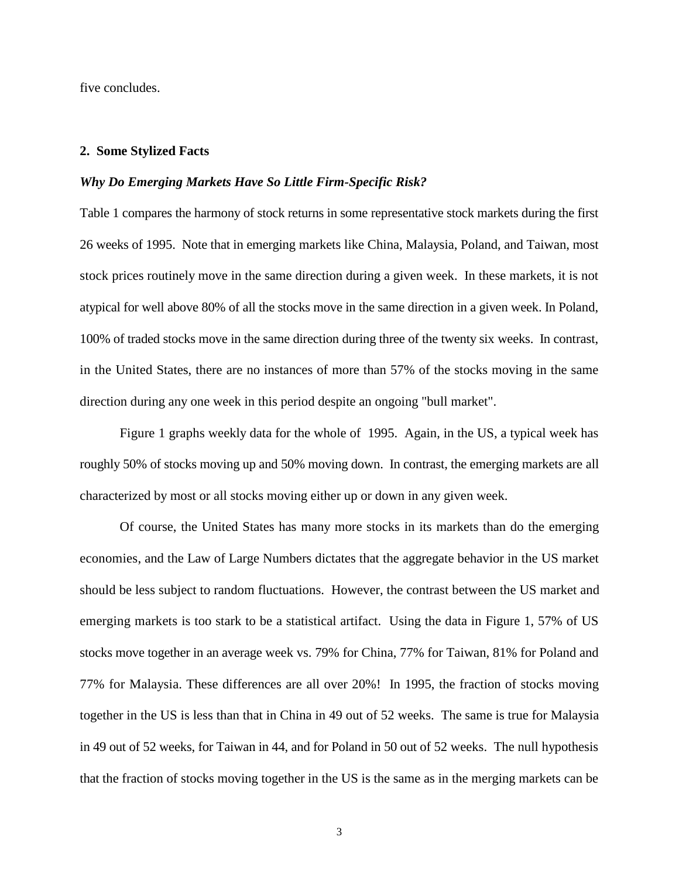five concludes.

## 2. Some Stylized Facts

### *Why Do Emerging Markets Have So Little Firm-Specific Risk?*

Table 1 compares the harmony of stock returns in some representative stock markets during the first 26 weeks of 1995. Note that in emerging markets like China, Malaysia, Poland, and Taiwan, most stock prices routinely move in the same direction during a given week. In these markets, it is not atypical for well above 80% of all the stocks move in the same direction in a given week. In Poland, 100% of traded stocks move in the same direction during three of the twenty six weeks. In contrast, in the United States, there are no instances of more than 57% of the stocks moving in the same direction during any one week in this period despite an ongoing "bull market".

Figure 1 graphs weekly data for the whole of 1995. Again, in the US, a typical week has roughly 50% of stocks moving up and 50% moving down. In contrast, the emerging markets are all characterized by most or all stocks moving either up or down in any given week.

Of course, the United States has many more stocks in its markets than do the emerging economies, and the Law of Large Numbers dictates that the aggregate behavior in the US market should be less subject to random fluctuations. However, the contrast between the US market and emerging markets is too stark to be a statistical artifact. Using the data in Figure 1, 57% of US stocks move together in an average week vs. 79% for China, 77% for Taiwan, 81% for Poland and 77% for Malaysia. These differences are all over 20%! In 1995, the fraction of stocks moving together in the US is less than that in China in 49 out of 52 weeks. The same is true for Malaysia in 49 out of 52 weeks, for Taiwan in 44, and for Poland in 50 out of 52 weeks. The null hypothesis that the fraction of stocks moving together in the US is the same as in the merging markets can be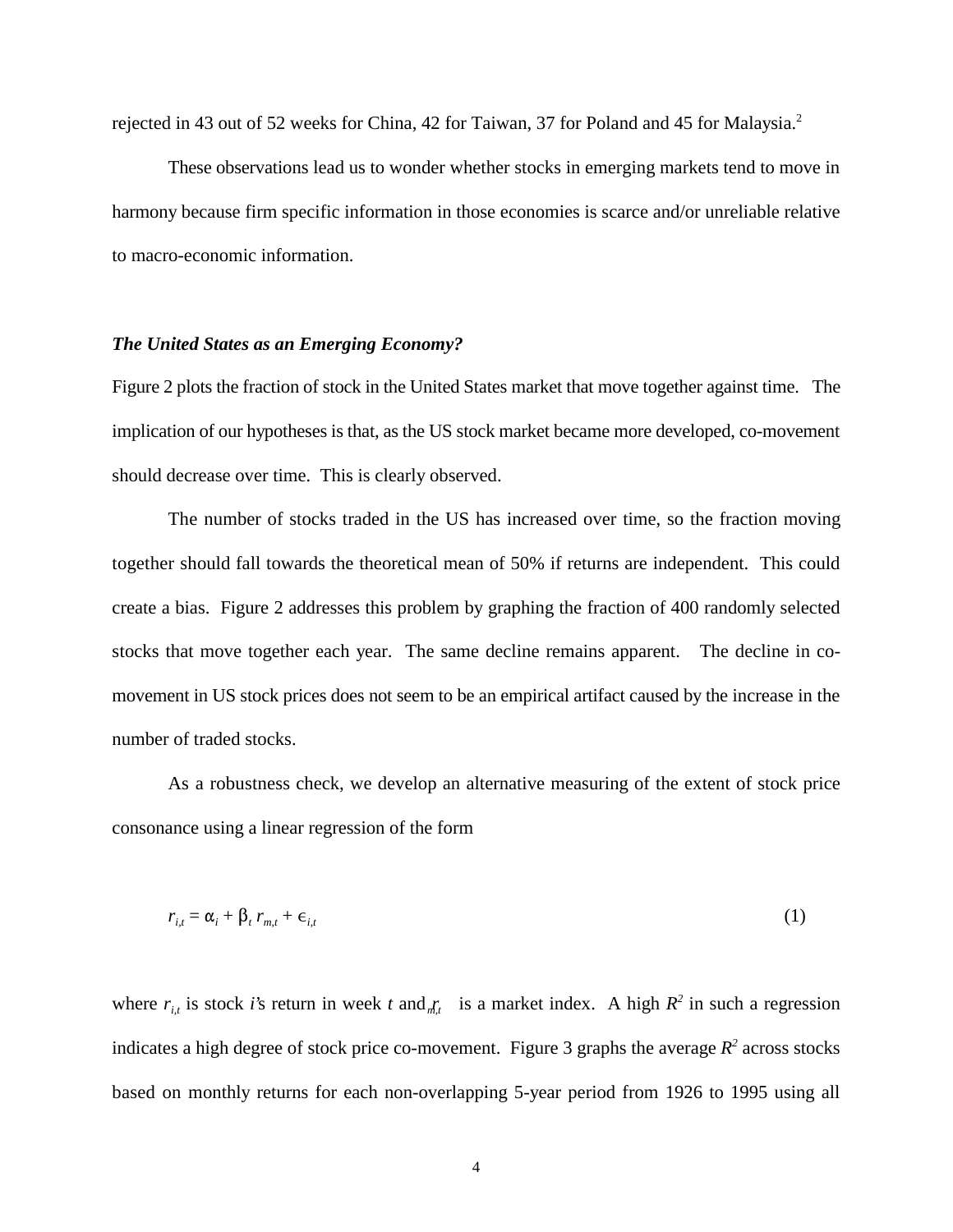rejected in 43 out of 52 weeks for China, 42 for Taiwan, 37 for Poland and 45 for Malaysia.[2]

These observations lead us to wonder whether stocks in emerging markets tend to move in harmony because firm specific information in those economies is scarce and/or unreliable relative to macro-economic information.

### *The United States as an Emerging Economy?*

Figure 2 plots the fraction of stock in the United States market that move together against time. The implication of our hypotheses is that, as the US stock market became more developed, co-movement should decrease over time. This is clearly observed.

The number of stocks traded in the US has increased over time, so the fraction moving together should fall towards the theoretical mean of 50% if returns are independent. This could create a bias. Figure 2 addresses this problem by graphing the fraction of 400 randomly selected stocks that move together each year. The same decline remains apparent. The decline in co-movement in US stock prices does not seem to be an empirical artifact caused by the increase in the number of traded stocks.

As a robustness check, we develop an alternative measuring of the extent of stock price consonance using a linear regression of the form

$$r_{i,t} = \alpha_i + \beta_t \, r_{m,t} + \epsilon_{i,t} \tag{1}$$

where $r_{i,t}$ is stock $i$'s return in week $t$ and $r_{m,t}$ is a market index. A high $R^2$ in such a regression indicates a high degree of stock price co-movement. Figure 3 graphs the average $R^2$ across stocks based on monthly returns for each non-overlapping 5-year period from 1926 to 1995 using all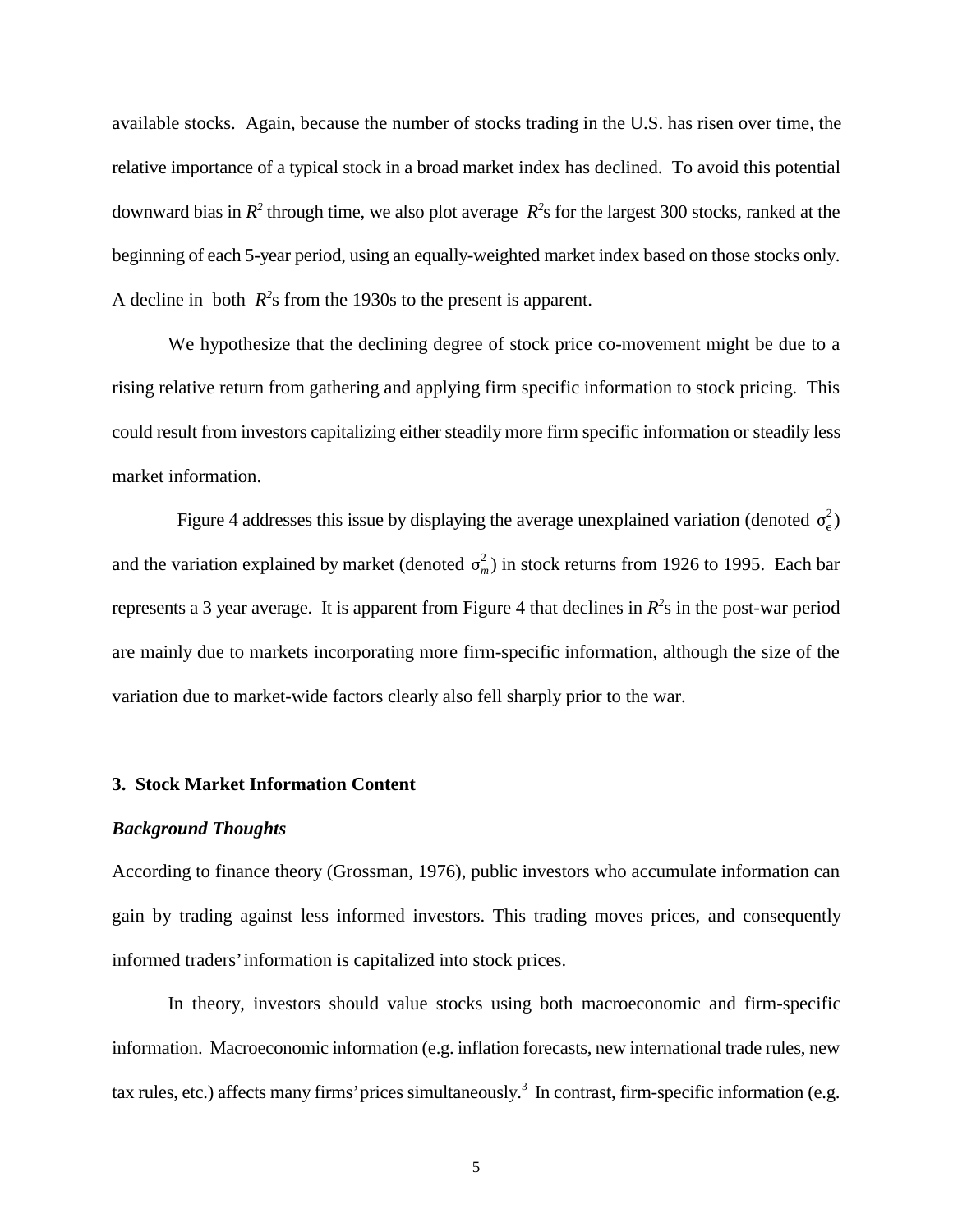available stocks. Again, because the number of stocks trading in the U.S. has risen over time, the relative importance of a typical stock in a broad market index has declined. To avoid this potential downward bias in $R^2$ through time, we also plot average $R^2$s for the largest 300 stocks, ranked at the beginning of each 5-year period, using an equally-weighted market index based on those stocks only. A decline in both $R^2$s from the 1930s to the present is apparent.

We hypothesize that the declining degree of stock price co-movement might be due to a rising relative return from gathering and applying firm specific information to stock pricing. This could result from investors capitalizing either steadily more firm specific information or steadily less market information.

Figure 4 addresses this issue by displaying the average unexplained variation (denoted $\sigma_\epsilon^2$) and the variation explained by market (denoted $\sigma_m^2$) in stock returns from 1926 to 1995. Each bar represents a 3 year average. It is apparent from Figure 4 that declines in $R^2$s in the post-war period are mainly due to markets incorporating more firm-specific information, although the size of the variation due to market-wide factors clearly also fell sharply prior to the war.

## 3. Stock Market Information Content

### *Background Thoughts*

According to finance theory (Grossman, 1976), public investors who accumulate information can gain by trading against less informed investors. This trading moves prices, and consequently informed traders' information is capitalized into stock prices.

In theory, investors should value stocks using both macroeconomic and firm-specific information. Macroeconomic information (e.g. inflation forecasts, new international trade rules, new tax rules, etc.) affects many firms' prices simultaneously.[3] In contrast, firm-specific information (e.g.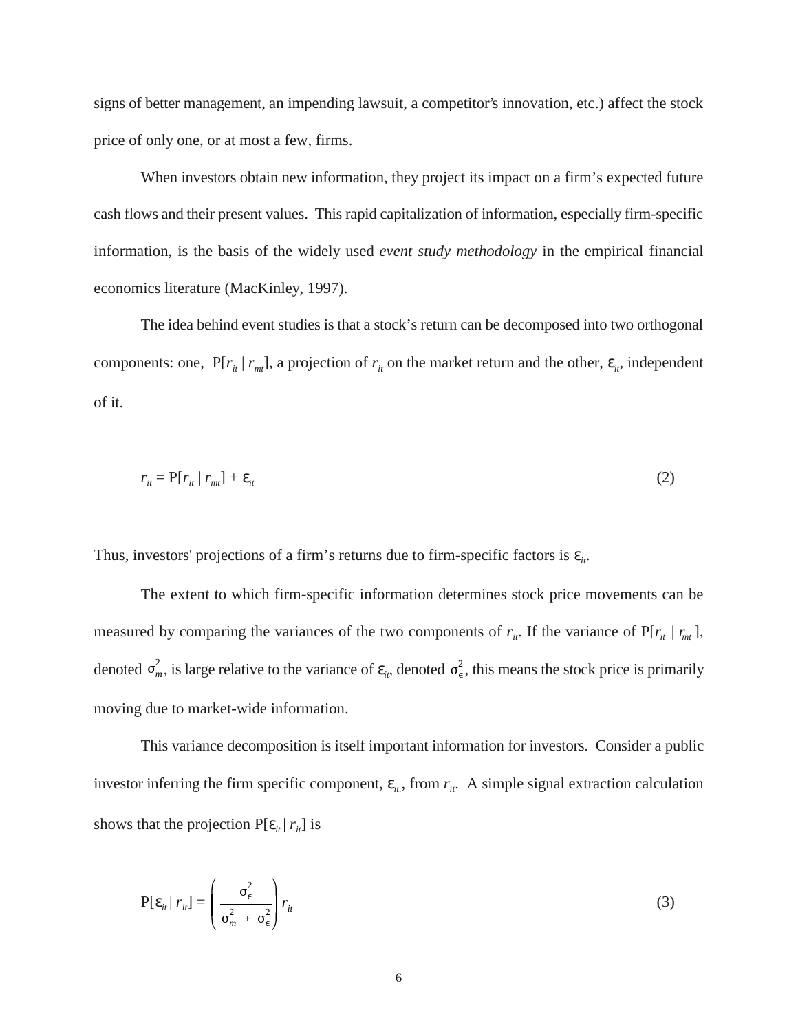signs of better management, an impending lawsuit, a competitor's innovation, etc.) affect the stock price of only one, or at most a few, firms.

When investors obtain new information, they project its impact on a firm's expected future cash flows and their present values. This rapid capitalization of information, especially firm-specific information, is the basis of the widely used *event study methodology* in the empirical financial economics literature (MacKinley, 1997).

The idea behind event studies is that a stock's return can be decomposed into two orthogonal components: one, $P[r_{it} \mid r_{mt}]$, a projection of $r_{it}$ on the market return and the other, $\varepsilon_{it}$, independent of it.

$$r_{it} = P[r_{it} \mid r_{mt}] + \varepsilon_{it} \tag{2}$$

Thus, investors' projections of a firm's returns due to firm-specific factors is $\varepsilon_{it}$.

The extent to which firm-specific information determines stock price movements can be measured by comparing the variances of the two components of $r_{it}$. If the variance of $P[r_{it} \mid r_{mt}]$, denoted $\sigma_m^2$, is large relative to the variance of $\varepsilon_{it}$, denoted $\sigma_\epsilon^2$, this means the stock price is primarily moving due to market-wide information.

This variance decomposition is itself important information for investors. Consider a public investor inferring the firm specific component, $\varepsilon_{it}$, from $r_{it}$. A simple signal extraction calculation shows that the projection $P[\varepsilon_{it} \mid r_{it}]$ is

$$P[\varepsilon_{it} \mid r_{it}] = \left( \frac{\sigma_\epsilon^2}{\sigma_m^2 + \sigma_\epsilon^2} \right) r_{it} \tag{3}$$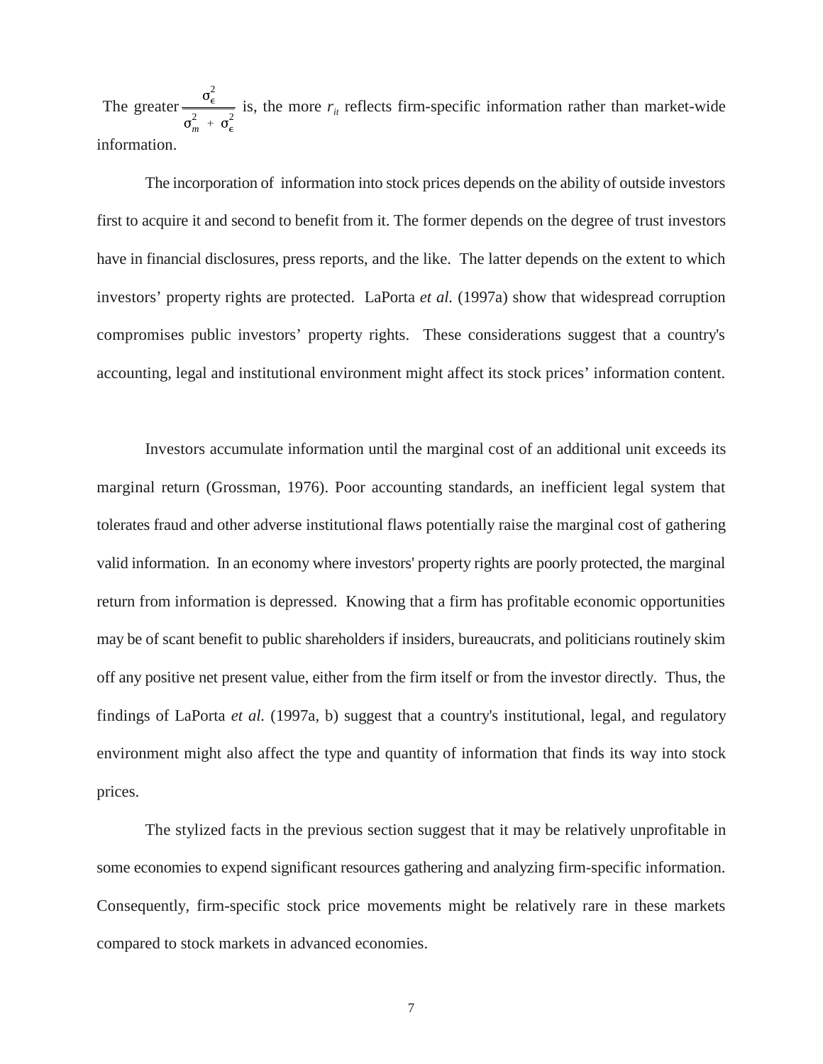The greater $\frac{\sigma_\epsilon^2}{\sigma_m^2 + \sigma_\epsilon^2}$ is, the more $r_{it}$ reflects firm-specific information rather than market-wide information.

The incorporation of information into stock prices depends on the ability of outside investors first to acquire it and second to benefit from it. The former depends on the degree of trust investors have in financial disclosures, press reports, and the like. The latter depends on the extent to which investors' property rights are protected. LaPorta *et al.* (1997a) show that widespread corruption compromises public investors' property rights. These considerations suggest that a country's accounting, legal and institutional environment might affect its stock prices' information content.

Investors accumulate information until the marginal cost of an additional unit exceeds its marginal return (Grossman, 1976). Poor accounting standards, an inefficient legal system that tolerates fraud and other adverse institutional flaws potentially raise the marginal cost of gathering valid information. In an economy where investors' property rights are poorly protected, the marginal return from information is depressed. Knowing that a firm has profitable economic opportunities may be of scant benefit to public shareholders if insiders, bureaucrats, and politicians routinely skim off any positive net present value, either from the firm itself or from the investor directly. Thus, the findings of LaPorta *et al.* (1997a, b) suggest that a country's institutional, legal, and regulatory environment might also affect the type and quantity of information that finds its way into stock prices.

The stylized facts in the previous section suggest that it may be relatively unprofitable in some economies to expend significant resources gathering and analyzing firm-specific information. Consequently, firm-specific stock price movements might be relatively rare in these markets compared to stock markets in advanced economies.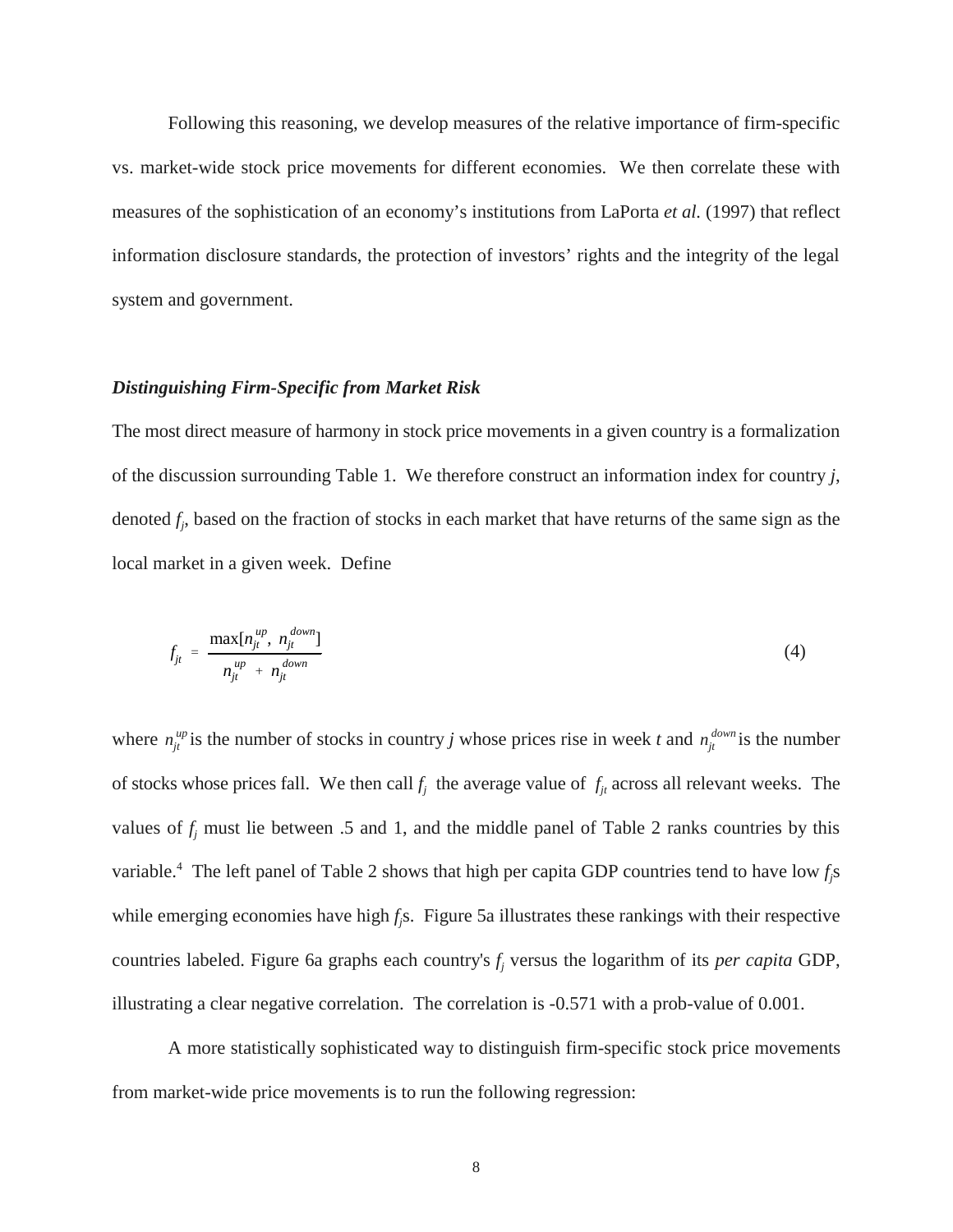Following this reasoning, we develop measures of the relative importance of firm-specific vs. market-wide stock price movements for different economies. We then correlate these with measures of the sophistication of an economy's institutions from LaPorta *et al.* (1997) that reflect information disclosure standards, the protection of investors' rights and the integrity of the legal system and government.

### *Distinguishing Firm-Specific from Market Risk*

The most direct measure of harmony in stock price movements in a given country is a formalization of the discussion surrounding Table 1. We therefore construct an information index for country $j$, denoted $f_j$, based on the fraction of stocks in each market that have returns of the same sign as the local market in a given week. Define

$$f_{jt} = \frac{\max[n_{jt}^{up},\ n_{jt}^{down}]}{n_{jt}^{up} + n_{jt}^{down}} \tag{4}$$

where $n_{jt}^{up}$ is the number of stocks in country $j$ whose prices rise in week $t$ and $n_{jt}^{down}$ is the number of stocks whose prices fall. We then call $f_j$ the average value of $f_{jt}$ across all relevant weeks. The values of $f_j$ must lie between .5 and 1, and the middle panel of Table 2 ranks countries by this variable.[4] The left panel of Table 2 shows that high per capita GDP countries tend to have low $f_j$s while emerging economies have high $f_j$s. Figure 5a illustrates these rankings with their respective countries labeled. Figure 6a graphs each country's $f_j$ versus the logarithm of its *per capita* GDP, illustrating a clear negative correlation. The correlation is -0.571 with a prob-value of 0.001.

A more statistically sophisticated way to distinguish firm-specific stock price movements from market-wide price movements is to run the following regression: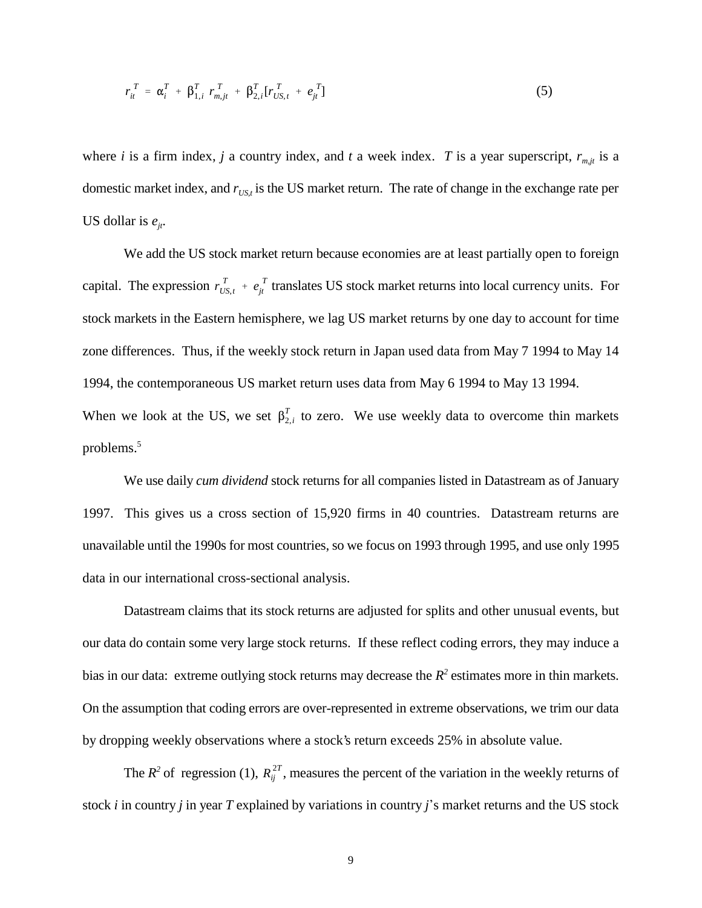$$r_{it}^{T} = \alpha_i^T + \beta_{1,i}^T r_{m,jt}^T + \beta_{2,i}^T [r_{US,t}^T + e_{jt}^T] \tag{5}$$

where $i$ is a firm index, $j$ a country index, and $t$ a week index. $T$ is a year superscript, $r_{m,jt}$ is a domestic market index, and $r_{US,t}$ is the US market return. The rate of change in the exchange rate per US dollar is $e_{jt}$.

We add the US stock market return because economies are at least partially open to foreign capital. The expression $r_{US,t}^T + e_{jt}^T$ translates US stock market returns into local currency units. For stock markets in the Eastern hemisphere, we lag US market returns by one day to account for time zone differences. Thus, if the weekly stock return in Japan used data from May 7 1994 to May 14 1994, the contemporaneous US market return uses data from May 6 1994 to May 13 1994. When we look at the US, we set $\beta_{2,i}^T$ to zero. We use weekly data to overcome thin markets problems.[5]

We use daily *cum dividend* stock returns for all companies listed in Datastream as of January 1997. This gives us a cross section of 15,920 firms in 40 countries. Datastream returns are unavailable until the 1990s for most countries, so we focus on 1993 through 1995, and use only 1995 data in our international cross-sectional analysis.

Datastream claims that its stock returns are adjusted for splits and other unusual events, but our data do contain some very large stock returns. If these reflect coding errors, they may induce a bias in our data: extreme outlying stock returns may decrease the $R^2$ estimates more in thin markets. On the assumption that coding errors are over-represented in extreme observations, we trim our data by dropping weekly observations where a stock's return exceeds 25% in absolute value.

The $R^2$ of regression (1), $R_{ij}^{2T}$, measures the percent of the variation in the weekly returns of stock $i$ in country $j$ in year $T$ explained by variations in country $j$'s market returns and the US stock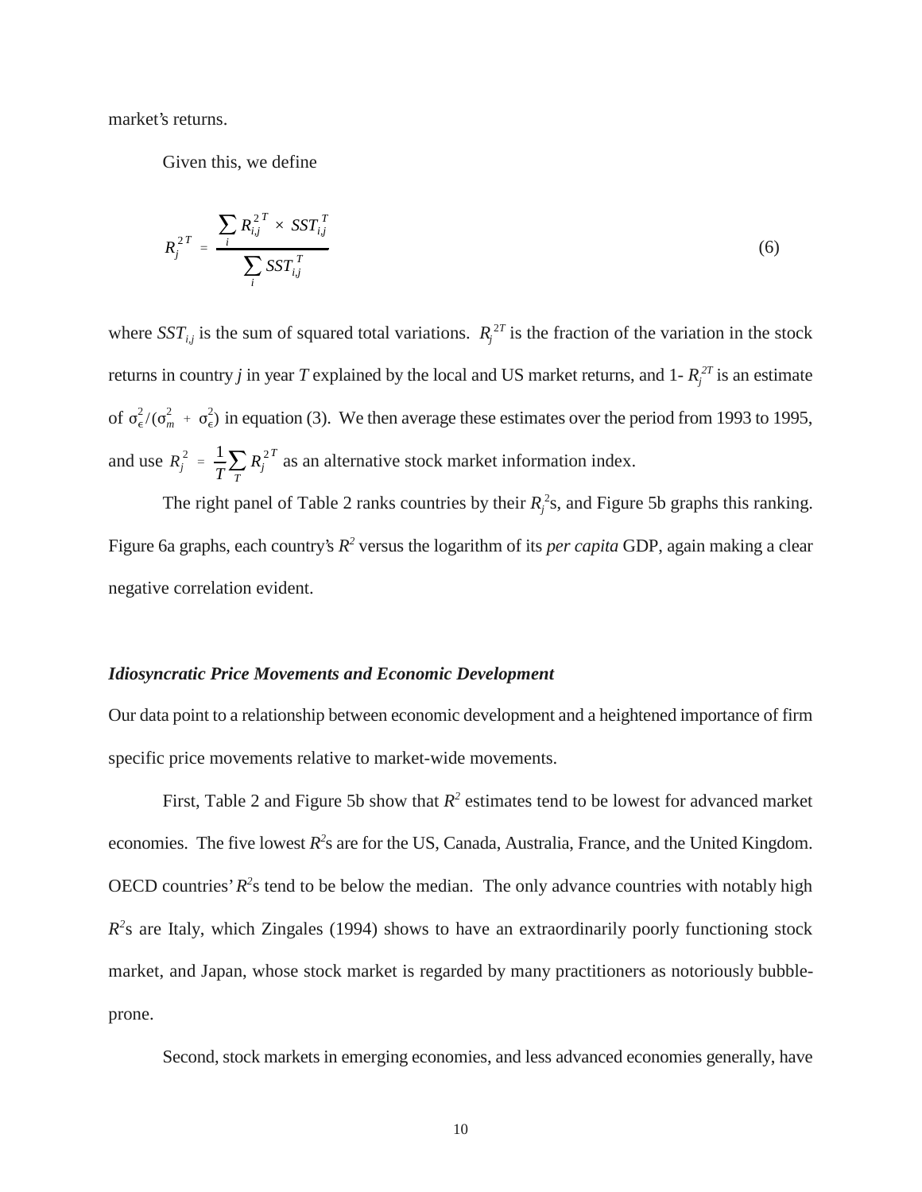market's returns.

Given this, we define

$$R_j^{2\,T} = \frac{\sum_i R_{i,j}^{2\,T} \times SST_{i,j}^T}{\sum_i SST_{i,j}^T} \tag{6}$$

where $SST_{i,j}$ is the sum of squared total variations. $R_j^{2T}$ is the fraction of the variation in the stock returns in country *j* in year *T* explained by the local and US market returns, and 1- $R_j^{2T}$ is an estimate of $\sigma_\epsilon^2/(\sigma_m^2 + \sigma_\epsilon^2)$ in equation (3). We then average these estimates over the period from 1993 to 1995, and use $R_j^2 = \frac{1}{T}\sum_T R_j^{2\,T}$ as an alternative stock market information index.

The right panel of Table 2 ranks countries by their $R_j^2$s, and Figure 5b graphs this ranking. Figure 6a graphs, each country's $R^2$ versus the logarithm of its *per capita* GDP, again making a clear negative correlation evident.

### *Idiosyncratic Price Movements and Economic Development*

Our data point to a relationship between economic development and a heightened importance of firm specific price movements relative to market-wide movements.

First, Table 2 and Figure 5b show that $R^2$ estimates tend to be lowest for advanced market economies. The five lowest $R^2$s are for the US, Canada, Australia, France, and the United Kingdom. OECD countries' $R^2$s tend to be below the median. The only advance countries with notably high $R^2$s are Italy, which Zingales (1994) shows to have an extraordinarily poorly functioning stock market, and Japan, whose stock market is regarded by many practitioners as notoriously bubble-prone.

Second, stock markets in emerging economies, and less advanced economies generally, have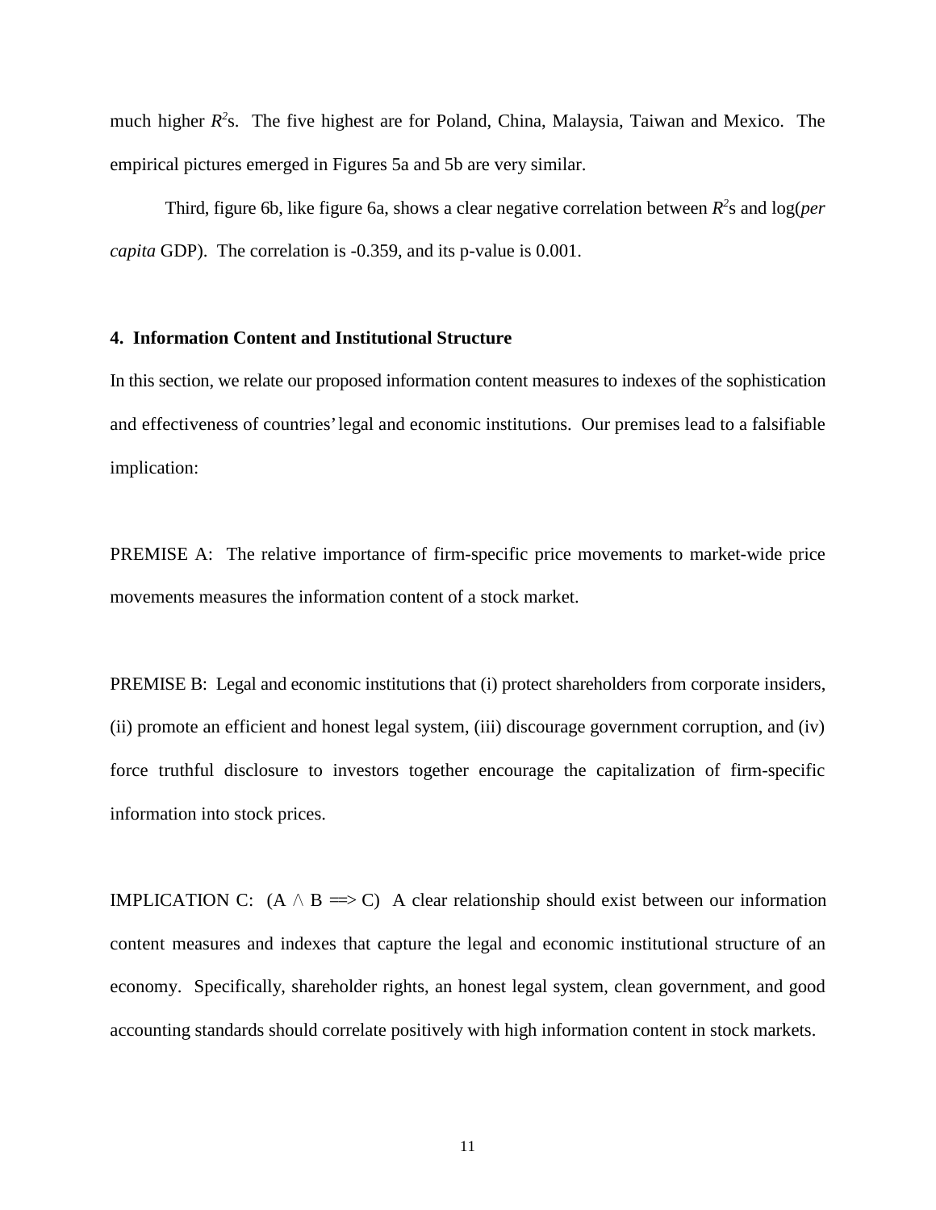much higher $R^2$s. The five highest are for Poland, China, Malaysia, Taiwan and Mexico. The empirical pictures emerged in Figures 5a and 5b are very similar.

Third, figure 6b, like figure 6a, shows a clear negative correlation between $R^2$s and log(*per capita* GDP). The correlation is -0.359, and its p-value is 0.001.

## 4. Information Content and Institutional Structure

In this section, we relate our proposed information content measures to indexes of the sophistication and effectiveness of countries' legal and economic institutions. Our premises lead to a falsifiable implication:

PREMISE A: The relative importance of firm-specific price movements to market-wide price movements measures the information content of a stock market.

PREMISE B: Legal and economic institutions that (i) protect shareholders from corporate insiders, (ii) promote an efficient and honest legal system, (iii) discourage government corruption, and (iv) force truthful disclosure to investors together encourage the capitalization of firm-specific information into stock prices.

IMPLICATION C: ($A \wedge B \Longrightarrow C$) A clear relationship should exist between our information content measures and indexes that capture the legal and economic institutional structure of an economy. Specifically, shareholder rights, an honest legal system, clean government, and good accounting standards should correlate positively with high information content in stock markets.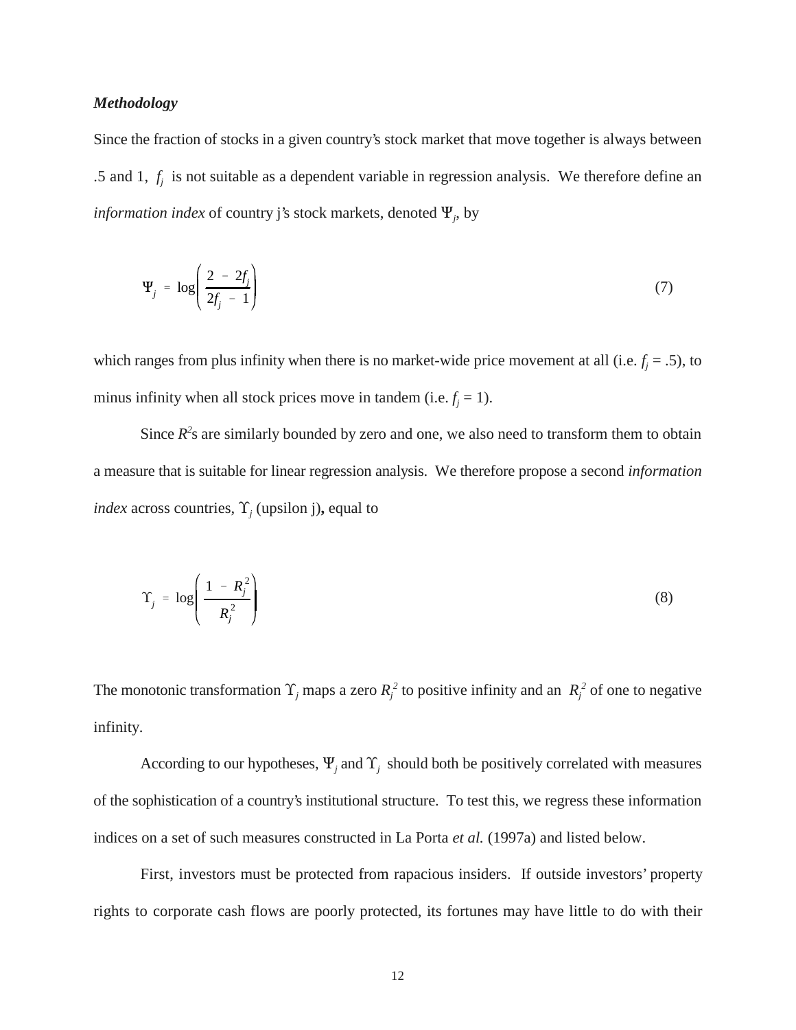***Methodology***

Since the fraction of stocks in a given country's stock market that move together is always between .5 and 1, $f_j$ is not suitable as a dependent variable in regression analysis. We therefore define an *information index* of country j's stock markets, denoted $\Psi_j$, by

$$\Psi_j = \log\left(\frac{2 - 2f_j}{2f_j - 1}\right) \tag{7}$$

which ranges from plus infinity when there is no market-wide price movement at all (i.e. $f_j = .5$), to minus infinity when all stock prices move in tandem (i.e. $f_j = 1$).

Since $R^2$s are similarly bounded by zero and one, we also need to transform them to obtain a measure that is suitable for linear regression analysis. We therefore propose a second *information index* across countries, $\Upsilon_j$ (upsilon j), equal to

$$\Upsilon_j = \log\left(\frac{1 - R_j^2}{R_j^2}\right) \tag{8}$$

The monotonic transformation $\Upsilon_j$ maps a zero $R_j^2$ to positive infinity and an $R_j^2$ of one to negative infinity.

According to our hypotheses, $\Psi_j$ and $\Upsilon_j$ should both be positively correlated with measures of the sophistication of a country's institutional structure. To test this, we regress these information indices on a set of such measures constructed in La Porta *et al.* (1997a) and listed below.

First, investors must be protected from rapacious insiders. If outside investors' property rights to corporate cash flows are poorly protected, its fortunes may have little to do with their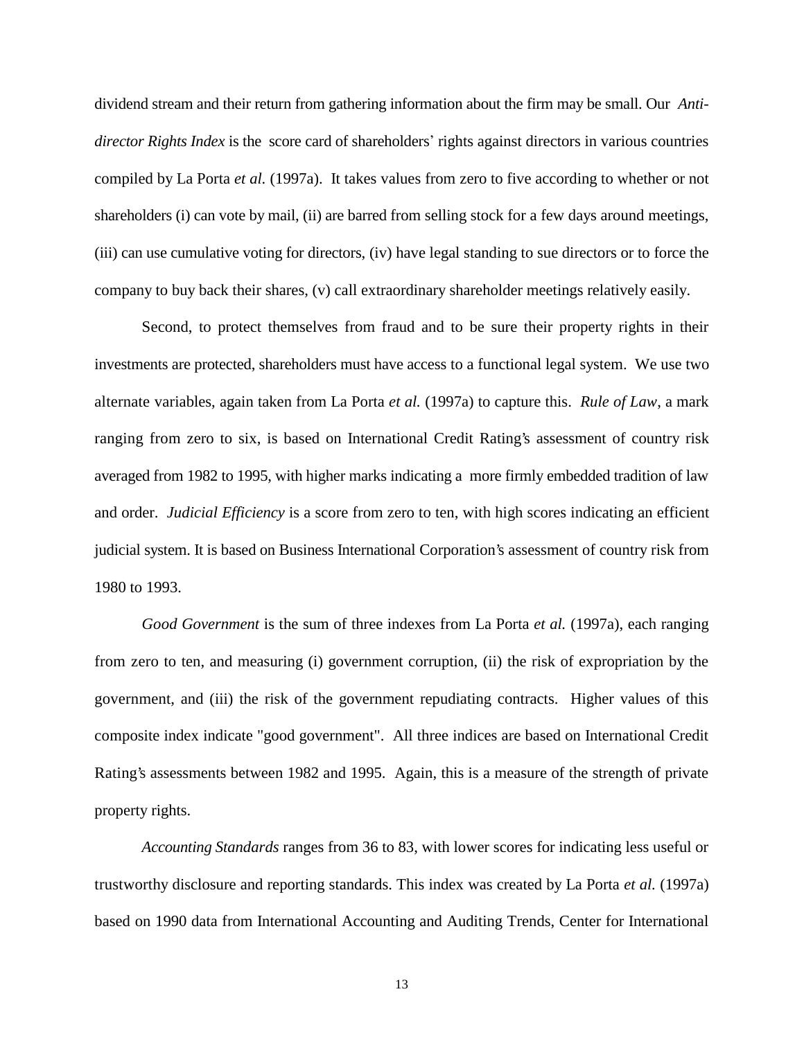dividend stream and their return from gathering information about the firm may be small. Our *Anti-director Rights Index* is the score card of shareholders' rights against directors in various countries compiled by La Porta *et al.* (1997a). It takes values from zero to five according to whether or not shareholders (i) can vote by mail, (ii) are barred from selling stock for a few days around meetings, (iii) can use cumulative voting for directors, (iv) have legal standing to sue directors or to force the company to buy back their shares, (v) call extraordinary shareholder meetings relatively easily.

Second, to protect themselves from fraud and to be sure their property rights in their investments are protected, shareholders must have access to a functional legal system. We use two alternate variables, again taken from La Porta *et al.* (1997a) to capture this. *Rule of Law*, a mark ranging from zero to six, is based on International Credit Rating's assessment of country risk averaged from 1982 to 1995, with higher marks indicating a more firmly embedded tradition of law and order. *Judicial Efficiency* is a score from zero to ten, with high scores indicating an efficient judicial system. It is based on Business International Corporation's assessment of country risk from 1980 to 1993.

*Good Government* is the sum of three indexes from La Porta *et al.* (1997a), each ranging from zero to ten, and measuring (i) government corruption, (ii) the risk of expropriation by the government, and (iii) the risk of the government repudiating contracts. Higher values of this composite index indicate "good government". All three indices are based on International Credit Rating's assessments between 1982 and 1995. Again, this is a measure of the strength of private property rights.

*Accounting Standards* ranges from 36 to 83, with lower scores for indicating less useful or trustworthy disclosure and reporting standards. This index was created by La Porta *et al.* (1997a) based on 1990 data from International Accounting and Auditing Trends, Center for International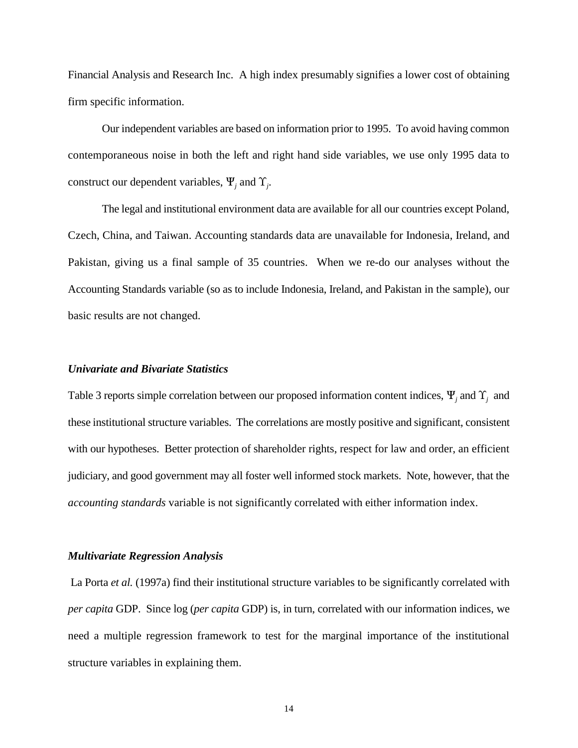Financial Analysis and Research Inc. A high index presumably signifies a lower cost of obtaining firm specific information.

Our independent variables are based on information prior to 1995. To avoid having common contemporaneous noise in both the left and right hand side variables, we use only 1995 data to construct our dependent variables, $\Psi_j$ and $\Upsilon_j$.

The legal and institutional environment data are available for all our countries except Poland, Czech, China, and Taiwan. Accounting standards data are unavailable for Indonesia, Ireland, and Pakistan, giving us a final sample of 35 countries. When we re-do our analyses without the Accounting Standards variable (so as to include Indonesia, Ireland, and Pakistan in the sample), our basic results are not changed.

### *Univariate and Bivariate Statistics*

Table 3 reports simple correlation between our proposed information content indices, $\Psi_j$ and $\Upsilon_j$ and these institutional structure variables. The correlations are mostly positive and significant, consistent with our hypotheses. Better protection of shareholder rights, respect for law and order, an efficient judiciary, and good government may all foster well informed stock markets. Note, however, that the *accounting standards* variable is not significantly correlated with either information index.

### *Multivariate Regression Analysis*

La Porta *et al.* (1997a) find their institutional structure variables to be significantly correlated with *per capita* GDP. Since log (*per capita* GDP) is, in turn, correlated with our information indices, we need a multiple regression framework to test for the marginal importance of the institutional structure variables in explaining them.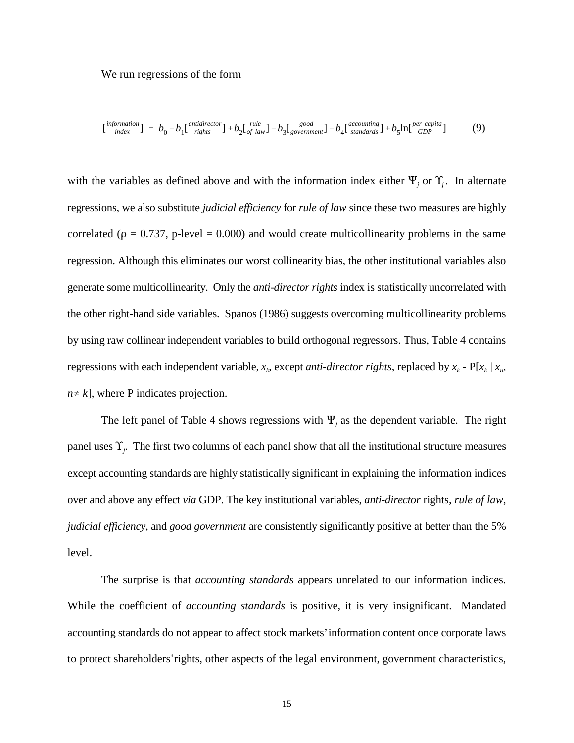We run regressions of the form

$$\left[\begin{smallmatrix} information \\ index \end{smallmatrix}\right] = b_0 + b_1\left[\begin{smallmatrix} antidirector \\ rights \end{smallmatrix}\right] + b_2\left[\begin{smallmatrix} rule \\ of\ law \end{smallmatrix}\right] + b_3\left[\begin{smallmatrix} good \\ government \end{smallmatrix}\right] + b_4\left[\begin{smallmatrix} accounting \\ standards \end{smallmatrix}\right] + b_5 \ln\left[\begin{smallmatrix} per\ capita \\ GDP \end{smallmatrix}\right] \tag{9}$$

with the variables as defined above and with the information index either $\Psi_j$ or $\Upsilon_j$. In alternate regressions, we also substitute *judicial efficiency* for *rule of law* since these two measures are highly correlated ($\rho = 0.737$, p-level = 0.000) and would create multicollinearity problems in the same regression. Although this eliminates our worst collinearity bias, the other institutional variables also generate some multicollinearity. Only the *anti-director rights* index is statistically uncorrelated with the other right-hand side variables. Spanos (1986) suggests overcoming multicollinearity problems by using raw collinear independent variables to build orthogonal regressors. Thus, Table 4 contains regressions with each independent variable, $x_k$, except *anti-director rights*, replaced by $x_k - P[x_k \mid x_n, n \neq k]$, where P indicates projection.

The left panel of Table 4 shows regressions with $\Psi_j$ as the dependent variable. The right panel uses $\Upsilon_j$. The first two columns of each panel show that all the institutional structure measures except accounting standards are highly statistically significant in explaining the information indices over and above any effect *via* GDP. The key institutional variables, *anti-director* rights, *rule of law*, *judicial efficiency*, and *good government* are consistently significantly positive at better than the 5% level.

The surprise is that *accounting standards* appears unrelated to our information indices. While the coefficient of *accounting standards* is positive, it is very insignificant. Mandated accounting standards do not appear to affect stock markets' information content once corporate laws to protect shareholders' rights, other aspects of the legal environment, government characteristics,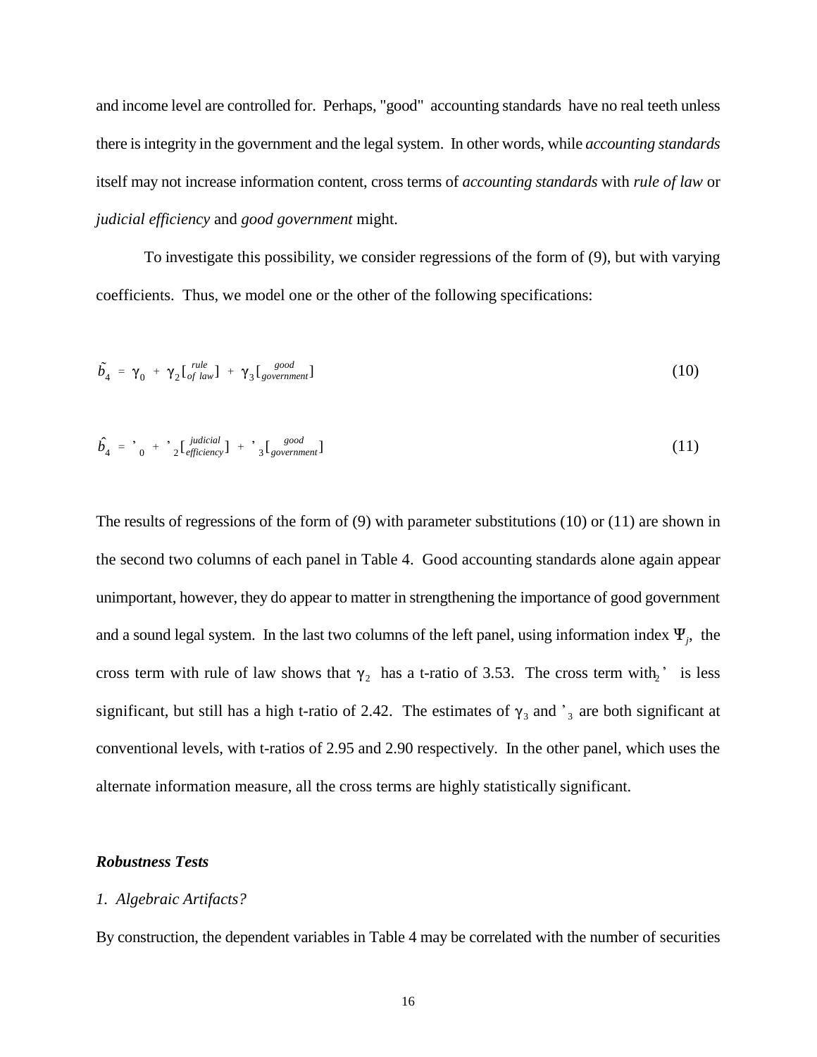and income level are controlled for. Perhaps, "good" accounting standards have no real teeth unless there is integrity in the government and the legal system. In other words, while *accounting standards* itself may not increase information content, cross terms of *accounting standards* with *rule of law* or *judicial efficiency* and *good government* might.

To investigate this possibility, we consider regressions of the form of (9), but with varying coefficients. Thus, we model one or the other of the following specifications:

$$\tilde{b}_4 = \gamma_0 + \gamma_2 [{}^{rule}_{of\ law}] + \gamma_3 [{}^{good}_{government}] \tag{10}$$

$$\hat{b}_4 = {}'_0 + {}'_2 [{}^{judicial}_{efficiency}] + {}'_3 [{}^{good}_{government}] \tag{11}$$

The results of regressions of the form of (9) with parameter substitutions (10) or (11) are shown in the second two columns of each panel in Table 4. Good accounting standards alone again appear unimportant, however, they do appear to matter in strengthening the importance of good government and a sound legal system. In the last two columns of the left panel, using information index $\Psi_j$, the cross term with rule of law shows that $\gamma_2$ has a t-ratio of 3.53. The cross term with ${}_2{}'$ is less significant, but still has a high t-ratio of 2.42. The estimates of $\gamma_3$ and ${}'_3$ are both significant at conventional levels, with t-ratios of 2.95 and 2.90 respectively. In the other panel, which uses the alternate information measure, all the cross terms are highly statistically significant.

### *Robustness Tests*

*1. Algebraic Artifacts?*

By construction, the dependent variables in Table 4 may be correlated with the number of securities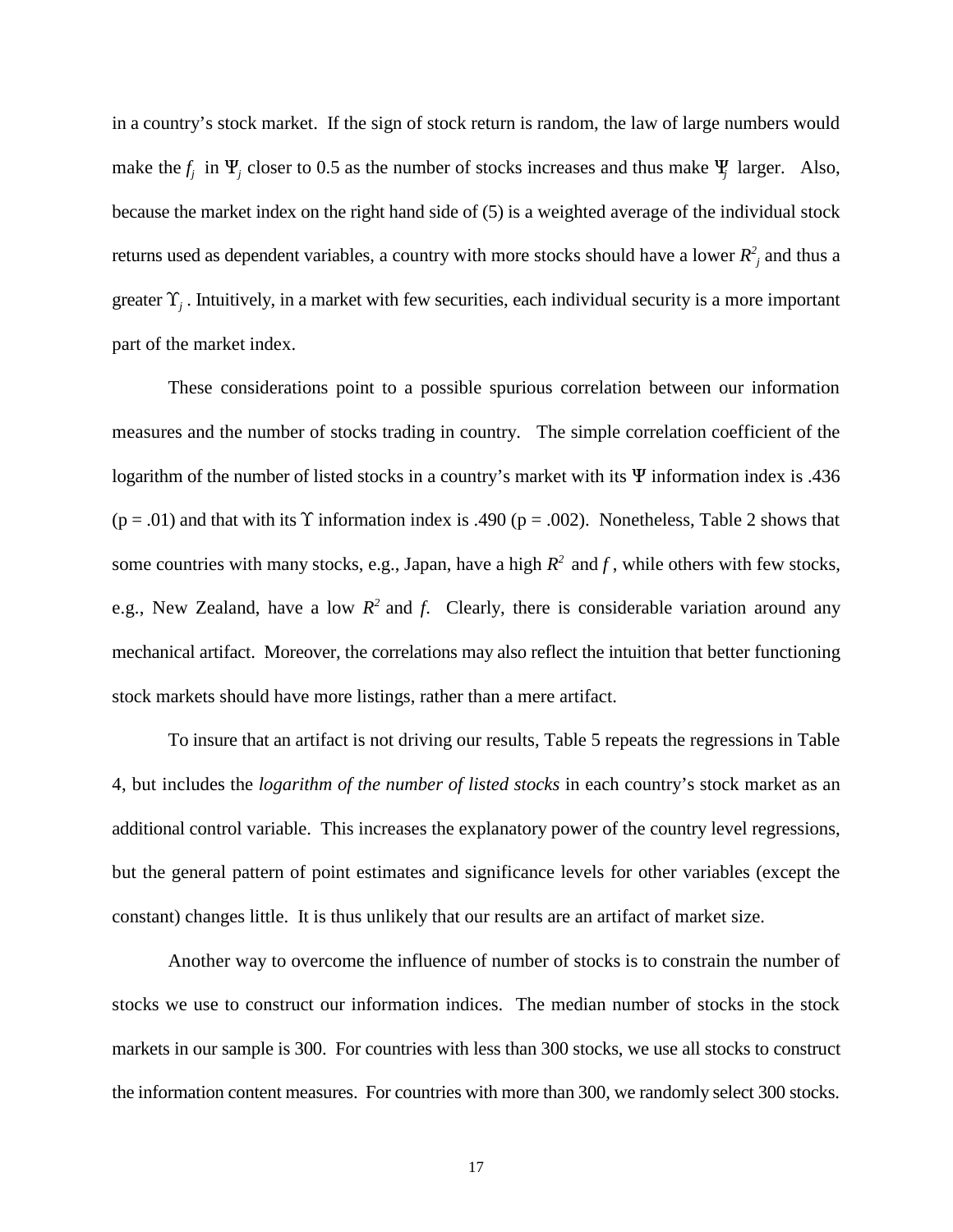in a country's stock market. If the sign of stock return is random, the law of large numbers would make the $f_j$ in $\Psi_j$ closer to 0.5 as the number of stocks increases and thus make $\Psi_j$ larger. Also, because the market index on the right hand side of (5) is a weighted average of the individual stock returns used as dependent variables, a country with more stocks should have a lower $R^2_j$ and thus a greater $\Upsilon_j$. Intuitively, in a market with few securities, each individual security is a more important part of the market index.

These considerations point to a possible spurious correlation between our information measures and the number of stocks trading in country. The simple correlation coefficient of the logarithm of the number of listed stocks in a country's market with its $\Psi$ information index is .436 ($p = .01$) and that with its $\Upsilon$ information index is .490 ($p = .002$). Nonetheless, Table 2 shows that some countries with many stocks, e.g., Japan, have a high $R^2$ and $f$, while others with few stocks, e.g., New Zealand, have a low $R^2$ and $f$. Clearly, there is considerable variation around any mechanical artifact. Moreover, the correlations may also reflect the intuition that better functioning stock markets should have more listings, rather than a mere artifact.

To insure that an artifact is not driving our results, Table 5 repeats the regressions in Table 4, but includes the *logarithm of the number of listed stocks* in each country's stock market as an additional control variable. This increases the explanatory power of the country level regressions, but the general pattern of point estimates and significance levels for other variables (except the constant) changes little. It is thus unlikely that our results are an artifact of market size.

Another way to overcome the influence of number of stocks is to constrain the number of stocks we use to construct our information indices. The median number of stocks in the stock markets in our sample is 300. For countries with less than 300 stocks, we use all stocks to construct the information content measures. For countries with more than 300, we randomly select 300 stocks.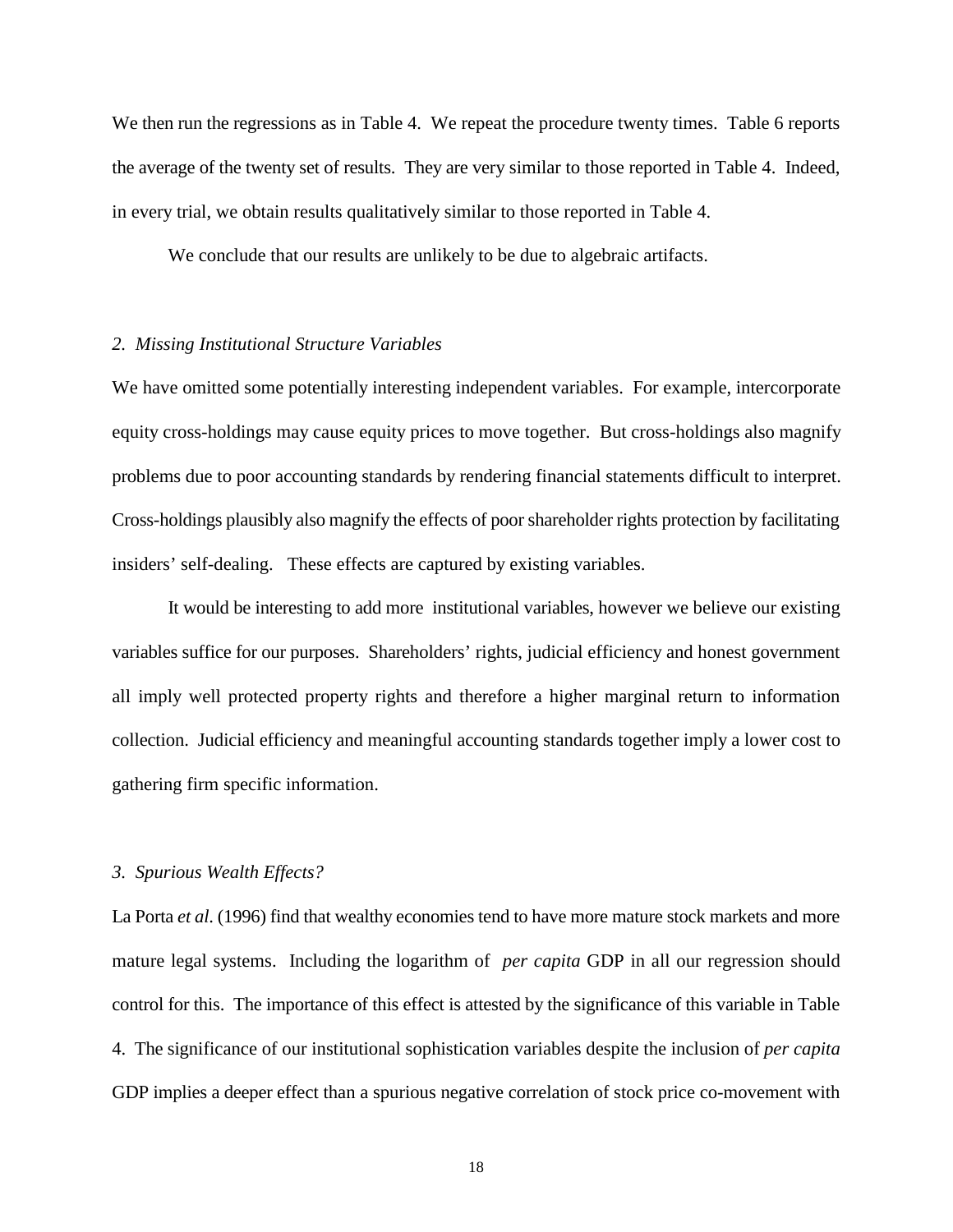We then run the regressions as in Table 4. We repeat the procedure twenty times. Table 6 reports the average of the twenty set of results. They are very similar to those reported in Table 4. Indeed, in every trial, we obtain results qualitatively similar to those reported in Table 4.

We conclude that our results are unlikely to be due to algebraic artifacts.

### *2. Missing Institutional Structure Variables*

We have omitted some potentially interesting independent variables. For example, intercorporate equity cross-holdings may cause equity prices to move together. But cross-holdings also magnify problems due to poor accounting standards by rendering financial statements difficult to interpret. Cross-holdings plausibly also magnify the effects of poor shareholder rights protection by facilitating insiders' self-dealing. These effects are captured by existing variables.

It would be interesting to add more institutional variables, however we believe our existing variables suffice for our purposes. Shareholders' rights, judicial efficiency and honest government all imply well protected property rights and therefore a higher marginal return to information collection. Judicial efficiency and meaningful accounting standards together imply a lower cost to gathering firm specific information.

### *3. Spurious Wealth Effects?*

La Porta *et al*. (1996) find that wealthy economies tend to have more mature stock markets and more mature legal systems. Including the logarithm of *per capita* GDP in all our regression should control for this. The importance of this effect is attested by the significance of this variable in Table 4. The significance of our institutional sophistication variables despite the inclusion of *per capita* GDP implies a deeper effect than a spurious negative correlation of stock price co-movement with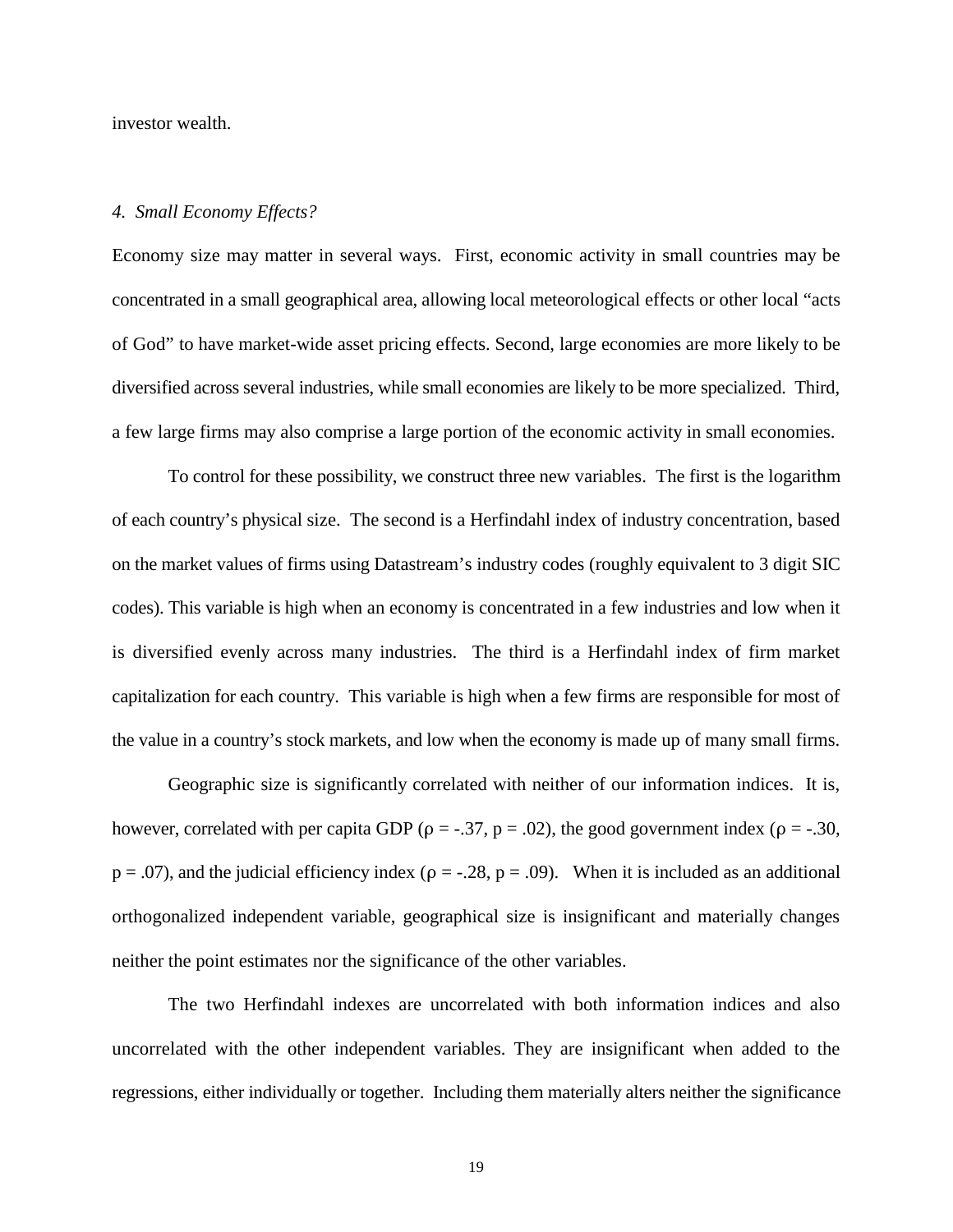investor wealth.

*4. Small Economy Effects?*

Economy size may matter in several ways. First, economic activity in small countries may be concentrated in a small geographical area, allowing local meteorological effects or other local "acts of God" to have market-wide asset pricing effects. Second, large economies are more likely to be diversified across several industries, while small economies are likely to be more specialized. Third, a few large firms may also comprise a large portion of the economic activity in small economies.

To control for these possibility, we construct three new variables. The first is the logarithm of each country's physical size. The second is a Herfindahl index of industry concentration, based on the market values of firms using Datastream's industry codes (roughly equivalent to 3 digit SIC codes). This variable is high when an economy is concentrated in a few industries and low when it is diversified evenly across many industries. The third is a Herfindahl index of firm market capitalization for each country. This variable is high when a few firms are responsible for most of the value in a country's stock markets, and low when the economy is made up of many small firms.

Geographic size is significantly correlated with neither of our information indices. It is, however, correlated with per capita GDP ($\rho = -.37$, $p = .02$), the good government index ($\rho = -.30$, $p = .07$), and the judicial efficiency index ($\rho = -.28$, $p = .09$). When it is included as an additional orthogonalized independent variable, geographical size is insignificant and materially changes neither the point estimates nor the significance of the other variables.

The two Herfindahl indexes are uncorrelated with both information indices and also uncorrelated with the other independent variables. They are insignificant when added to the regressions, either individually or together. Including them materially alters neither the significance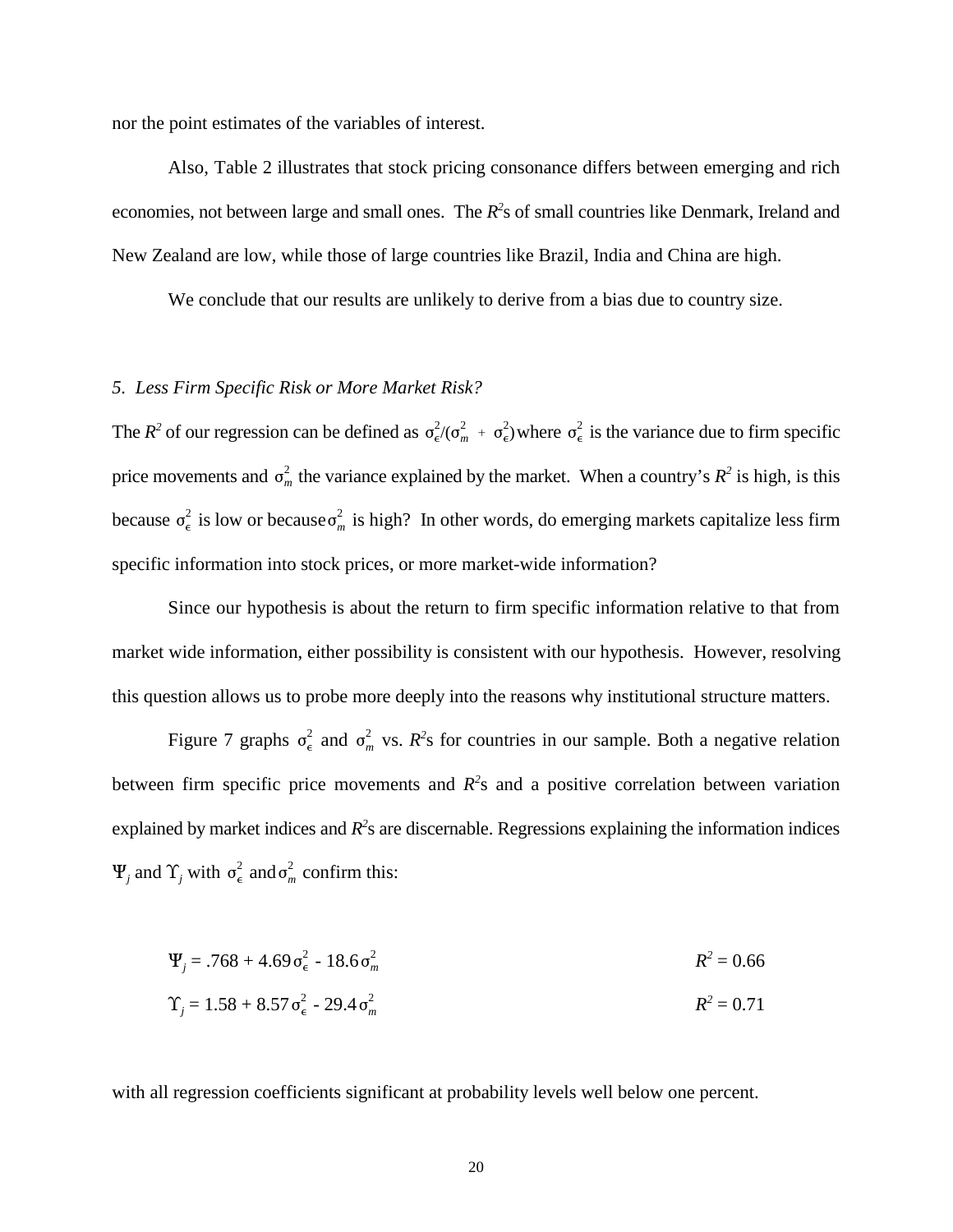nor the point estimates of the variables of interest.

Also, Table 2 illustrates that stock pricing consonance differs between emerging and rich economies, not between large and small ones. The $R^2$s of small countries like Denmark, Ireland and New Zealand are low, while those of large countries like Brazil, India and China are high.

We conclude that our results are unlikely to derive from a bias due to country size.

### *5. Less Firm Specific Risk or More Market Risk?*

The $R^2$ of our regression can be defined as $\sigma_\epsilon^2/(\sigma_m^2 + \sigma_\epsilon^2)$ where $\sigma_\epsilon^2$ is the variance due to firm specific price movements and $\sigma_m^2$ the variance explained by the market. When a country's $R^2$ is high, is this because $\sigma_\epsilon^2$ is low or because $\sigma_m^2$ is high? In other words, do emerging markets capitalize less firm specific information into stock prices, or more market-wide information?

Since our hypothesis is about the return to firm specific information relative to that from market wide information, either possibility is consistent with our hypothesis. However, resolving this question allows us to probe more deeply into the reasons why institutional structure matters.

Figure 7 graphs $\sigma_\epsilon^2$ and $\sigma_m^2$ vs. $R^2$s for countries in our sample. Both a negative relation between firm specific price movements and $R^2$s and a positive correlation between variation explained by market indices and $R^2$s are discernable. Regressions explaining the information indices $\Psi_j$ and $\Upsilon_j$ with $\sigma_\epsilon^2$ and $\sigma_m^2$ confirm this:

$$\Psi_j = .768 + 4.69\,\sigma_\epsilon^2 - 18.6\,\sigma_m^2 \qquad R^2 = 0.66$$

$$\Upsilon_j = 1.58 + 8.57\,\sigma_\epsilon^2 - 29.4\,\sigma_m^2 \qquad R^2 = 0.71$$

with all regression coefficients significant at probability levels well below one percent.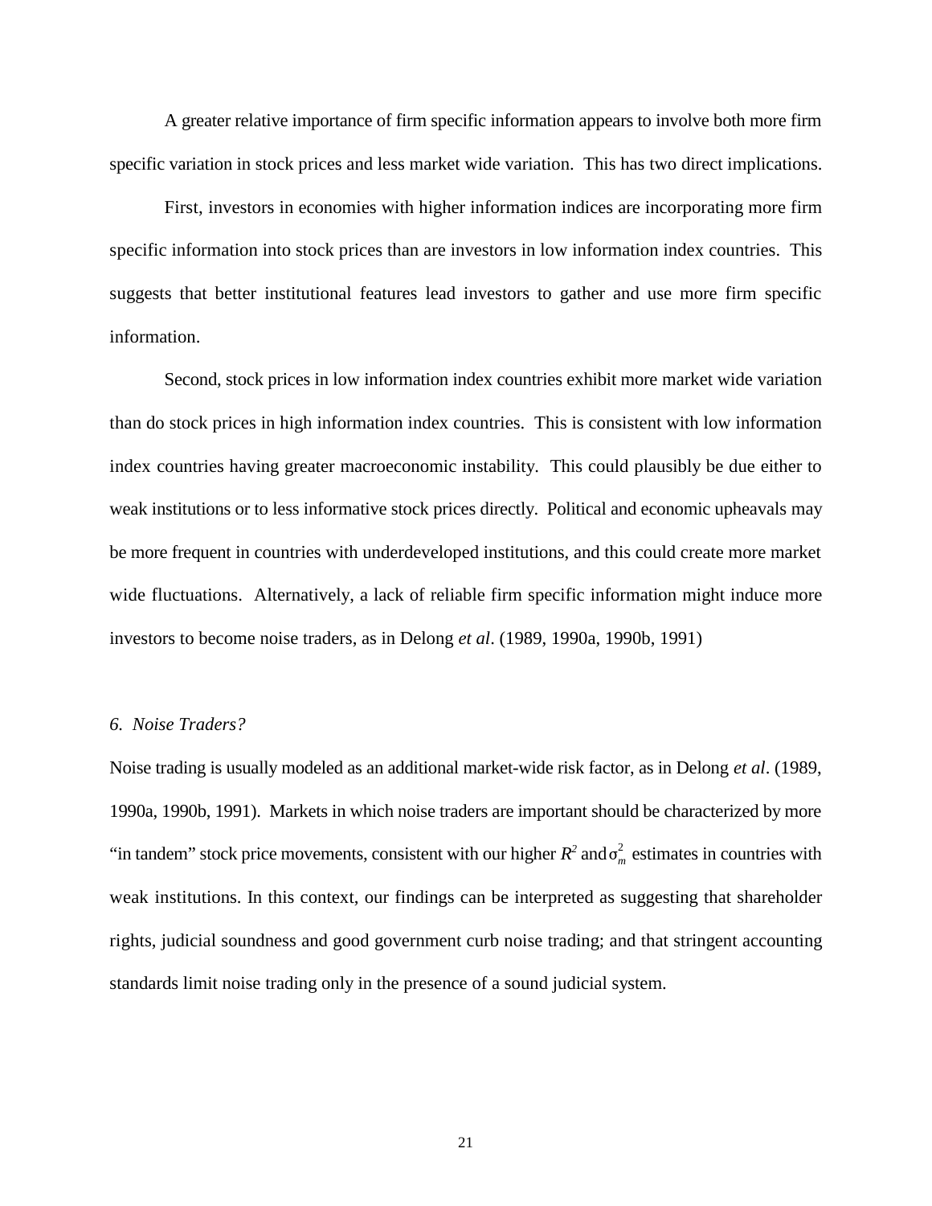A greater relative importance of firm specific information appears to involve both more firm specific variation in stock prices and less market wide variation. This has two direct implications.

First, investors in economies with higher information indices are incorporating more firm specific information into stock prices than are investors in low information index countries. This suggests that better institutional features lead investors to gather and use more firm specific information.

Second, stock prices in low information index countries exhibit more market wide variation than do stock prices in high information index countries. This is consistent with low information index countries having greater macroeconomic instability. This could plausibly be due either to weak institutions or to less informative stock prices directly. Political and economic upheavals may be more frequent in countries with underdeveloped institutions, and this could create more market wide fluctuations. Alternatively, a lack of reliable firm specific information might induce more investors to become noise traders, as in Delong *et al*. (1989, 1990a, 1990b, 1991)

### *6. Noise Traders?*

Noise trading is usually modeled as an additional market-wide risk factor, as in Delong *et al*. (1989, 1990a, 1990b, 1991). Markets in which noise traders are important should be characterized by more "in tandem" stock price movements, consistent with our higher $R^2$ and $\sigma_m^2$ estimates in countries with weak institutions. In this context, our findings can be interpreted as suggesting that shareholder rights, judicial soundness and good government curb noise trading; and that stringent accounting standards limit noise trading only in the presence of a sound judicial system.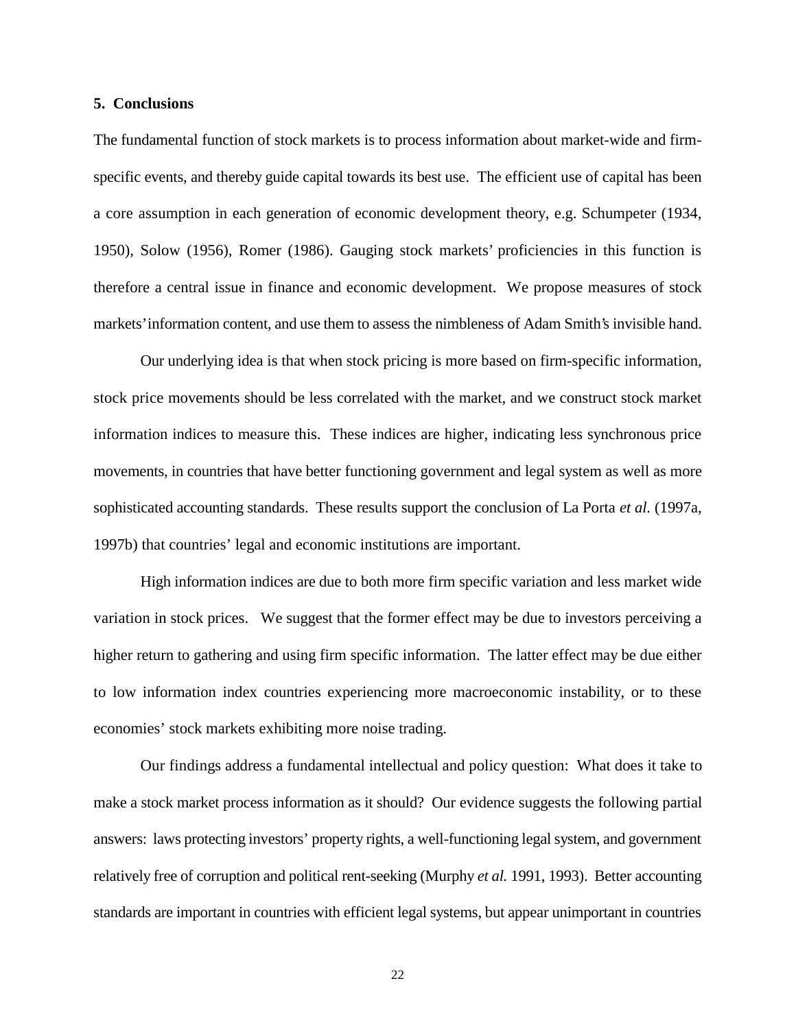## 5. Conclusions

The fundamental function of stock markets is to process information about market-wide and firm-specific events, and thereby guide capital towards its best use. The efficient use of capital has been a core assumption in each generation of economic development theory, e.g. Schumpeter (1934, 1950), Solow (1956), Romer (1986). Gauging stock markets' proficiencies in this function is therefore a central issue in finance and economic development. We propose measures of stock markets' information content, and use them to assess the nimbleness of Adam Smith's invisible hand.

Our underlying idea is that when stock pricing is more based on firm-specific information, stock price movements should be less correlated with the market, and we construct stock market information indices to measure this. These indices are higher, indicating less synchronous price movements, in countries that have better functioning government and legal system as well as more sophisticated accounting standards. These results support the conclusion of La Porta *et al.* (1997a, 1997b) that countries' legal and economic institutions are important.

High information indices are due to both more firm specific variation and less market wide variation in stock prices. We suggest that the former effect may be due to investors perceiving a higher return to gathering and using firm specific information. The latter effect may be due either to low information index countries experiencing more macroeconomic instability, or to these economies' stock markets exhibiting more noise trading.

Our findings address a fundamental intellectual and policy question: What does it take to make a stock market process information as it should? Our evidence suggests the following partial answers: laws protecting investors' property rights, a well-functioning legal system, and government relatively free of corruption and political rent-seeking (Murphy *et al.* 1991, 1993). Better accounting standards are important in countries with efficient legal systems, but appear unimportant in countries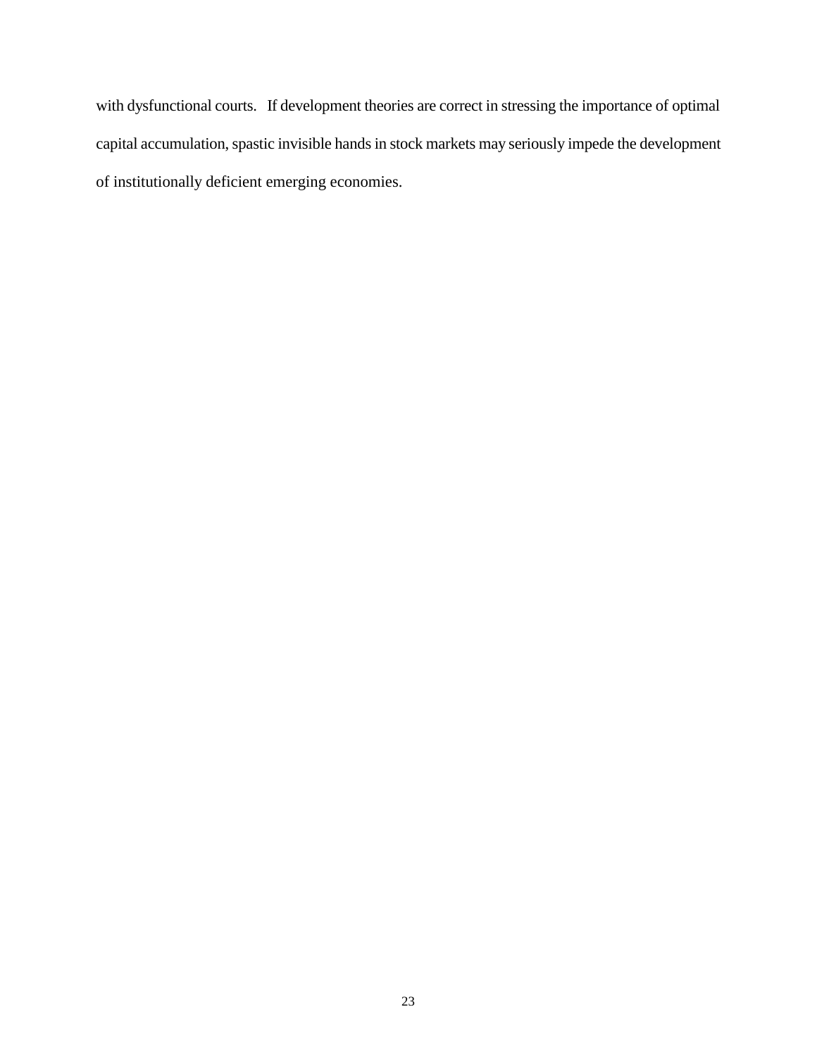with dysfunctional courts. If development theories are correct in stressing the importance of optimal capital accumulation, spastic invisible hands in stock markets may seriously impede the development of institutionally deficient emerging economies.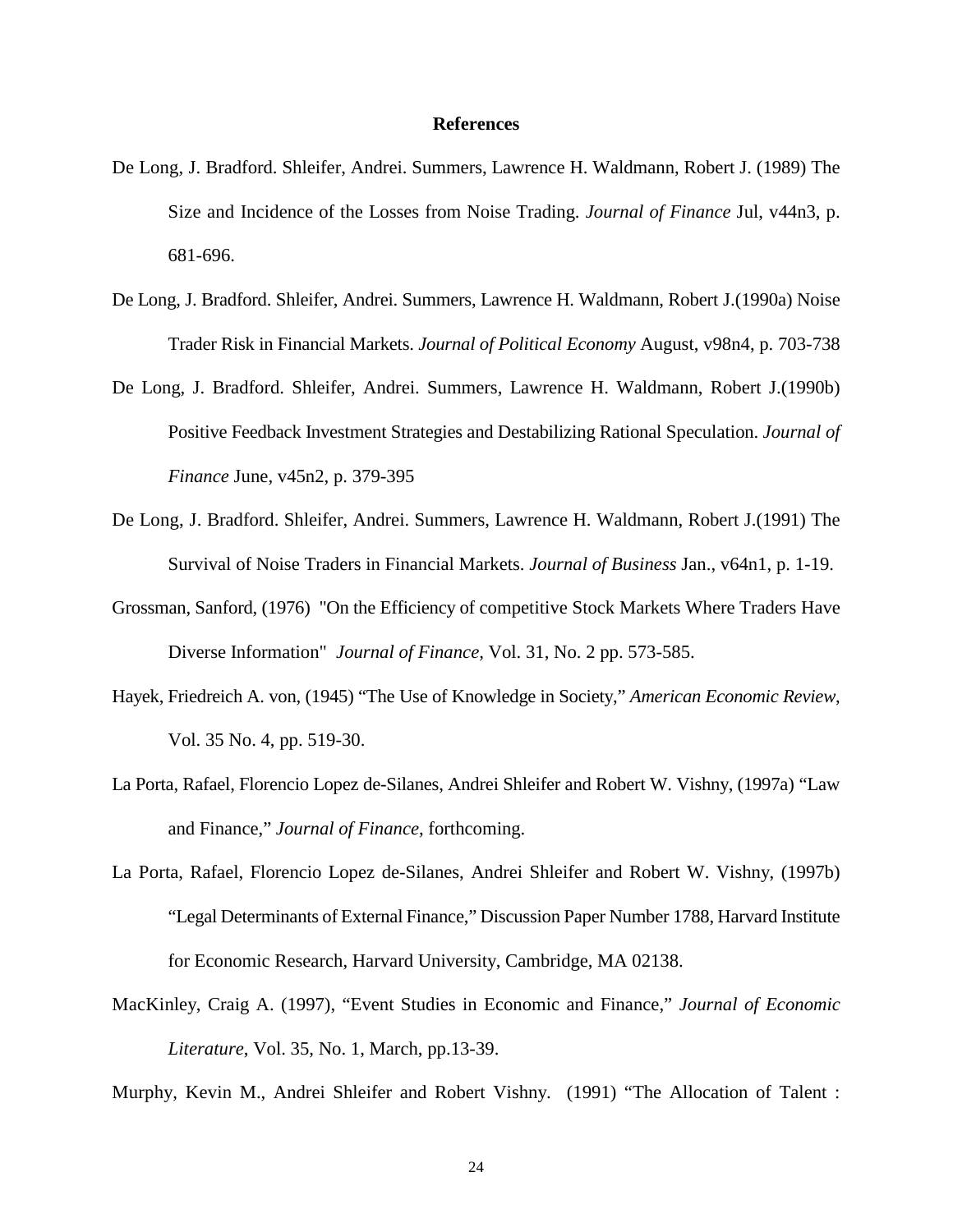## References

De Long, J. Bradford. Shleifer, Andrei. Summers, Lawrence H. Waldmann, Robert J. (1989) The Size and Incidence of the Losses from Noise Trading. *Journal of Finance* Jul, v44n3, p. 681-696.

De Long, J. Bradford. Shleifer, Andrei. Summers, Lawrence H. Waldmann, Robert J.(1990a) Noise Trader Risk in Financial Markets. *Journal of Political Economy* August, v98n4, p. 703-738

De Long, J. Bradford. Shleifer, Andrei. Summers, Lawrence H. Waldmann, Robert J.(1990b) Positive Feedback Investment Strategies and Destabilizing Rational Speculation. *Journal of Finance* June, v45n2, p. 379-395

De Long, J. Bradford. Shleifer, Andrei. Summers, Lawrence H. Waldmann, Robert J.(1991) The Survival of Noise Traders in Financial Markets. *Journal of Business* Jan., v64n1, p. 1-19.

Grossman, Sanford, (1976) "On the Efficiency of competitive Stock Markets Where Traders Have Diverse Information" *Journal of Finance*, Vol. 31, No. 2 pp. 573-585.

Hayek, Friedreich A. von, (1945) "The Use of Knowledge in Society," *American Economic Review*, Vol. 35 No. 4, pp. 519-30.

La Porta, Rafael, Florencio Lopez de-Silanes, Andrei Shleifer and Robert W. Vishny, (1997a) "Law and Finance," *Journal of Finance*, forthcoming.

La Porta, Rafael, Florencio Lopez de-Silanes, Andrei Shleifer and Robert W. Vishny, (1997b) "Legal Determinants of External Finance," Discussion Paper Number 1788, Harvard Institute for Economic Research, Harvard University, Cambridge, MA 02138.

MacKinley, Craig A. (1997), "Event Studies in Economic and Finance," *Journal of Economic Literature*, Vol. 35, No. 1, March, pp.13-39.

Murphy, Kevin M., Andrei Shleifer and Robert Vishny. (1991) "The Allocation of Talent :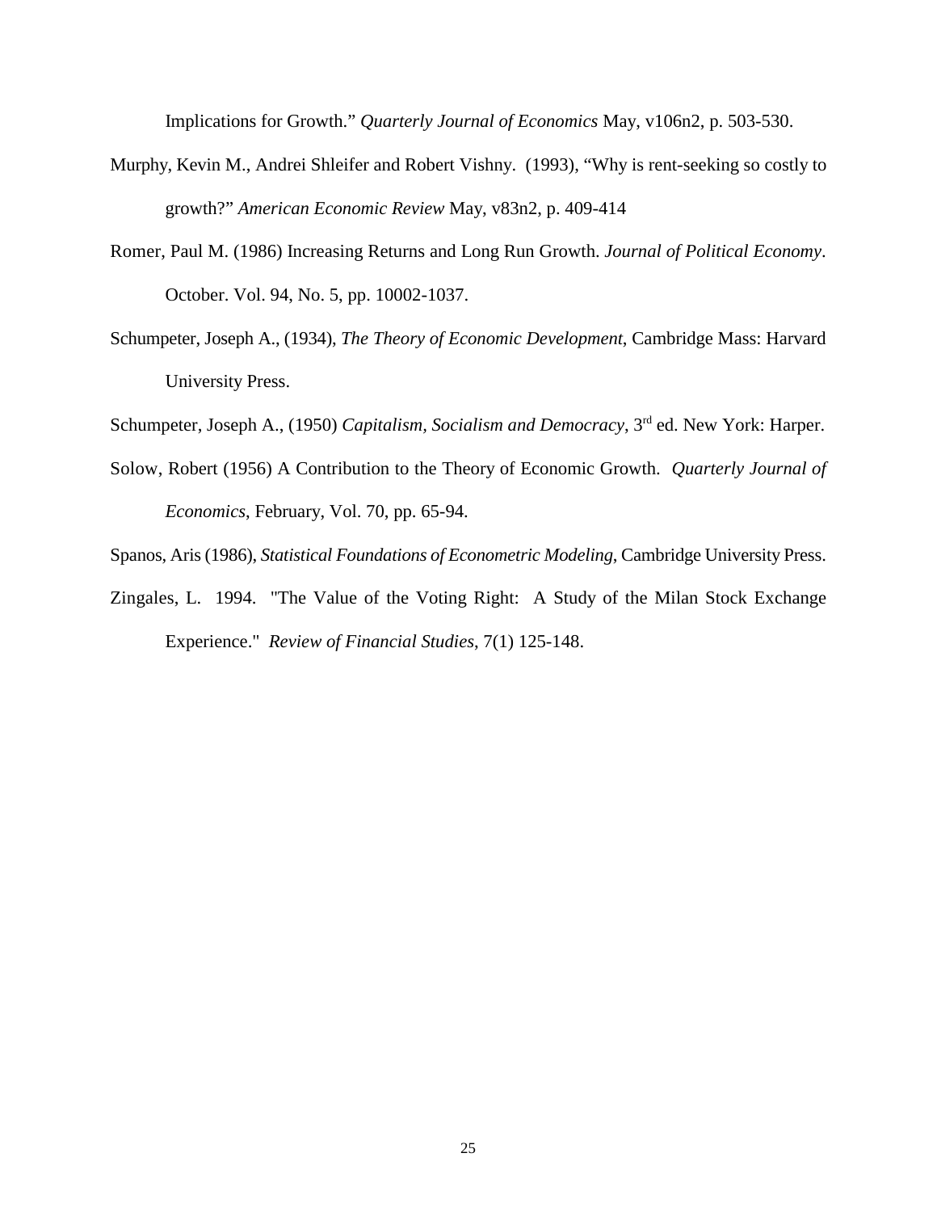Implications for Growth." *Quarterly Journal of Economics* May, v106n2, p. 503-530.

Murphy, Kevin M., Andrei Shleifer and Robert Vishny. (1993), "Why is rent-seeking so costly to growth?" *American Economic Review* May, v83n2, p. 409-414

Romer, Paul M. (1986) Increasing Returns and Long Run Growth. *Journal of Political Economy*. October. Vol. 94, No. 5, pp. 10002-1037.

Schumpeter, Joseph A., (1934), *The Theory of Economic Development*, Cambridge Mass: Harvard University Press.

Schumpeter, Joseph A., (1950) *Capitalism, Socialism and Democracy*, 3rd ed. New York: Harper.

Solow, Robert (1956) A Contribution to the Theory of Economic Growth. *Quarterly Journal of Economics*, February, Vol. 70, pp. 65-94.

Spanos, Aris (1986), *Statistical Foundations of Econometric Modeling*, Cambridge University Press.

Zingales, L. 1994. "The Value of the Voting Right: A Study of the Milan Stock Exchange Experience." *Review of Financial Studies*, 7(1) 125-148.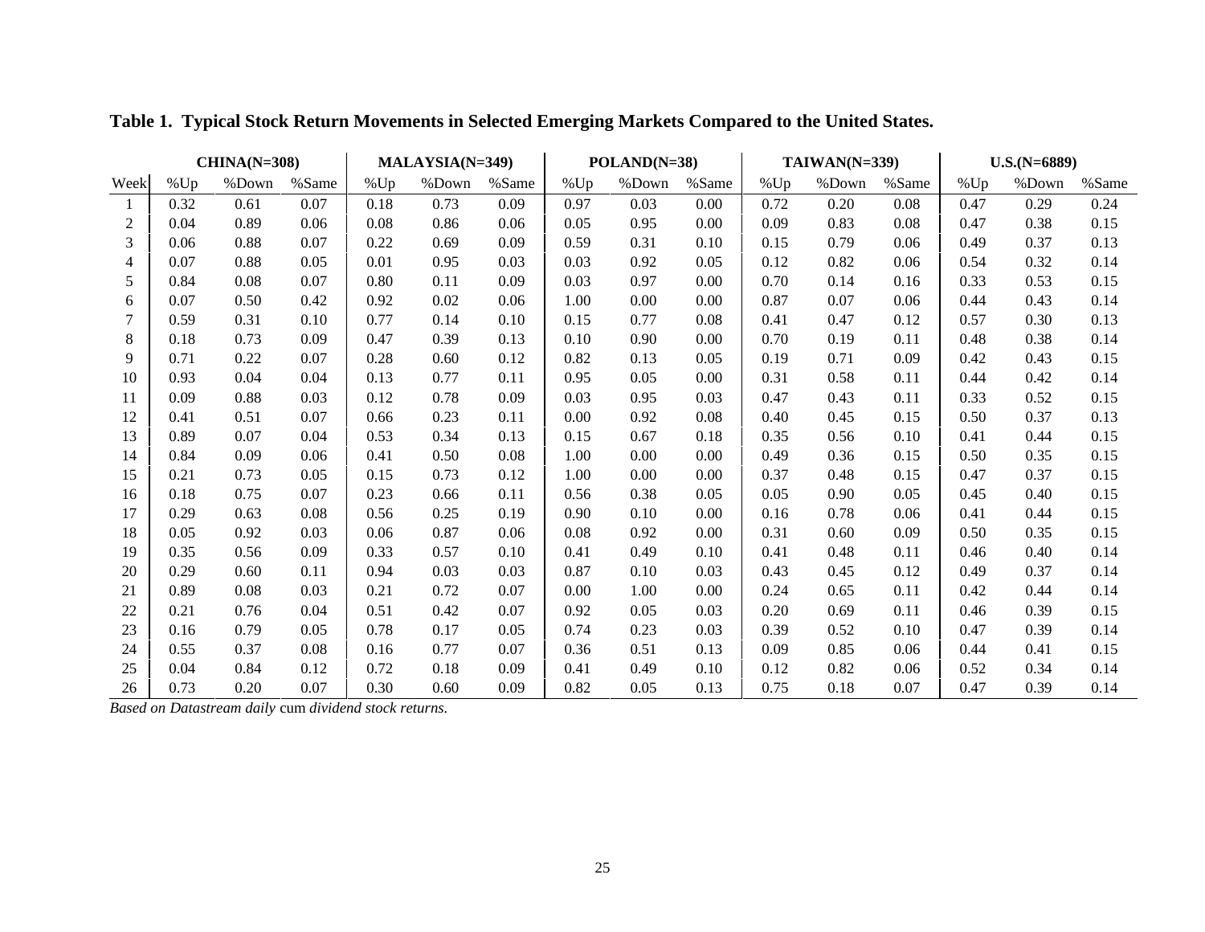**Table 1. Typical Stock Return Movements in Selected Emerging Markets Compared to the United States.**

| | CHINA(N=308) | | | MALAYSIA(N=349) | | | POLAND(N=38) | | | TAIWAN(N=339) | | | U.S.(N=6889) | | |
|---|---|---|---|---|---|---|---|---|---|---|---|---|---|---|---|
| Week | %Up | %Down | %Same | %Up | %Down | %Same | %Up | %Down | %Same | %Up | %Down | %Same | %Up | %Down | %Same |
| 1 | 0.32 | 0.61 | 0.07 | 0.18 | 0.73 | 0.09 | 0.97 | 0.03 | 0.00 | 0.72 | 0.20 | 0.08 | 0.47 | 0.29 | 0.24 |
| 2 | 0.04 | 0.89 | 0.06 | 0.08 | 0.86 | 0.06 | 0.05 | 0.95 | 0.00 | 0.09 | 0.83 | 0.08 | 0.47 | 0.38 | 0.15 |
| 3 | 0.06 | 0.88 | 0.07 | 0.22 | 0.69 | 0.09 | 0.59 | 0.31 | 0.10 | 0.15 | 0.79 | 0.06 | 0.49 | 0.37 | 0.13 |
| 4 | 0.07 | 0.88 | 0.05 | 0.01 | 0.95 | 0.03 | 0.03 | 0.92 | 0.05 | 0.12 | 0.82 | 0.06 | 0.54 | 0.32 | 0.14 |
| 5 | 0.84 | 0.08 | 0.07 | 0.80 | 0.11 | 0.09 | 0.03 | 0.97 | 0.00 | 0.70 | 0.14 | 0.16 | 0.33 | 0.53 | 0.15 |
| 6 | 0.07 | 0.50 | 0.42 | 0.92 | 0.02 | 0.06 | 1.00 | 0.00 | 0.00 | 0.87 | 0.07 | 0.06 | 0.44 | 0.43 | 0.14 |
| 7 | 0.59 | 0.31 | 0.10 | 0.77 | 0.14 | 0.10 | 0.15 | 0.77 | 0.08 | 0.41 | 0.47 | 0.12 | 0.57 | 0.30 | 0.13 |
| 8 | 0.18 | 0.73 | 0.09 | 0.47 | 0.39 | 0.13 | 0.10 | 0.90 | 0.00 | 0.70 | 0.19 | 0.11 | 0.48 | 0.38 | 0.14 |
| 9 | 0.71 | 0.22 | 0.07 | 0.28 | 0.60 | 0.12 | 0.82 | 0.13 | 0.05 | 0.19 | 0.71 | 0.09 | 0.42 | 0.43 | 0.15 |
| 10 | 0.93 | 0.04 | 0.04 | 0.13 | 0.77 | 0.11 | 0.95 | 0.05 | 0.00 | 0.31 | 0.58 | 0.11 | 0.44 | 0.42 | 0.14 |
| 11 | 0.09 | 0.88 | 0.03 | 0.12 | 0.78 | 0.09 | 0.03 | 0.95 | 0.03 | 0.47 | 0.43 | 0.11 | 0.33 | 0.52 | 0.15 |
| 12 | 0.41 | 0.51 | 0.07 | 0.66 | 0.23 | 0.11 | 0.00 | 0.92 | 0.08 | 0.40 | 0.45 | 0.15 | 0.50 | 0.37 | 0.13 |
| 13 | 0.89 | 0.07 | 0.04 | 0.53 | 0.34 | 0.13 | 0.15 | 0.67 | 0.18 | 0.35 | 0.56 | 0.10 | 0.41 | 0.44 | 0.15 |
| 14 | 0.84 | 0.09 | 0.06 | 0.41 | 0.50 | 0.08 | 1.00 | 0.00 | 0.00 | 0.49 | 0.36 | 0.15 | 0.50 | 0.35 | 0.15 |
| 15 | 0.21 | 0.73 | 0.05 | 0.15 | 0.73 | 0.12 | 1.00 | 0.00 | 0.00 | 0.37 | 0.48 | 0.15 | 0.47 | 0.37 | 0.15 |
| 16 | 0.18 | 0.75 | 0.07 | 0.23 | 0.66 | 0.11 | 0.56 | 0.38 | 0.05 | 0.05 | 0.90 | 0.05 | 0.45 | 0.40 | 0.15 |
| 17 | 0.29 | 0.63 | 0.08 | 0.56 | 0.25 | 0.19 | 0.90 | 0.10 | 0.00 | 0.16 | 0.78 | 0.06 | 0.41 | 0.44 | 0.15 |
| 18 | 0.05 | 0.92 | 0.03 | 0.06 | 0.87 | 0.06 | 0.08 | 0.92 | 0.00 | 0.31 | 0.60 | 0.09 | 0.50 | 0.35 | 0.15 |
| 19 | 0.35 | 0.56 | 0.09 | 0.33 | 0.57 | 0.10 | 0.41 | 0.49 | 0.10 | 0.41 | 0.48 | 0.11 | 0.46 | 0.40 | 0.14 |
| 20 | 0.29 | 0.60 | 0.11 | 0.94 | 0.03 | 0.03 | 0.87 | 0.10 | 0.03 | 0.43 | 0.45 | 0.12 | 0.49 | 0.37 | 0.14 |
| 21 | 0.89 | 0.08 | 0.03 | 0.21 | 0.72 | 0.07 | 0.00 | 1.00 | 0.00 | 0.24 | 0.65 | 0.11 | 0.42 | 0.44 | 0.14 |
| 22 | 0.21 | 0.76 | 0.04 | 0.51 | 0.42 | 0.07 | 0.92 | 0.05 | 0.03 | 0.20 | 0.69 | 0.11 | 0.46 | 0.39 | 0.15 |
| 23 | 0.16 | 0.79 | 0.05 | 0.78 | 0.17 | 0.05 | 0.74 | 0.23 | 0.03 | 0.39 | 0.52 | 0.10 | 0.47 | 0.39 | 0.14 |
| 24 | 0.55 | 0.37 | 0.08 | 0.16 | 0.77 | 0.07 | 0.36 | 0.51 | 0.13 | 0.09 | 0.85 | 0.06 | 0.44 | 0.41 | 0.15 |
| 25 | 0.04 | 0.84 | 0.12 | 0.72 | 0.18 | 0.09 | 0.41 | 0.49 | 0.10 | 0.12 | 0.82 | 0.06 | 0.52 | 0.34 | 0.14 |
| 26 | 0.73 | 0.20 | 0.07 | 0.30 | 0.60 | 0.09 | 0.82 | 0.05 | 0.13 | 0.75 | 0.18 | 0.07 | 0.47 | 0.39 | 0.14 |

*Based on Datastream daily* cum *dividend stock returns.*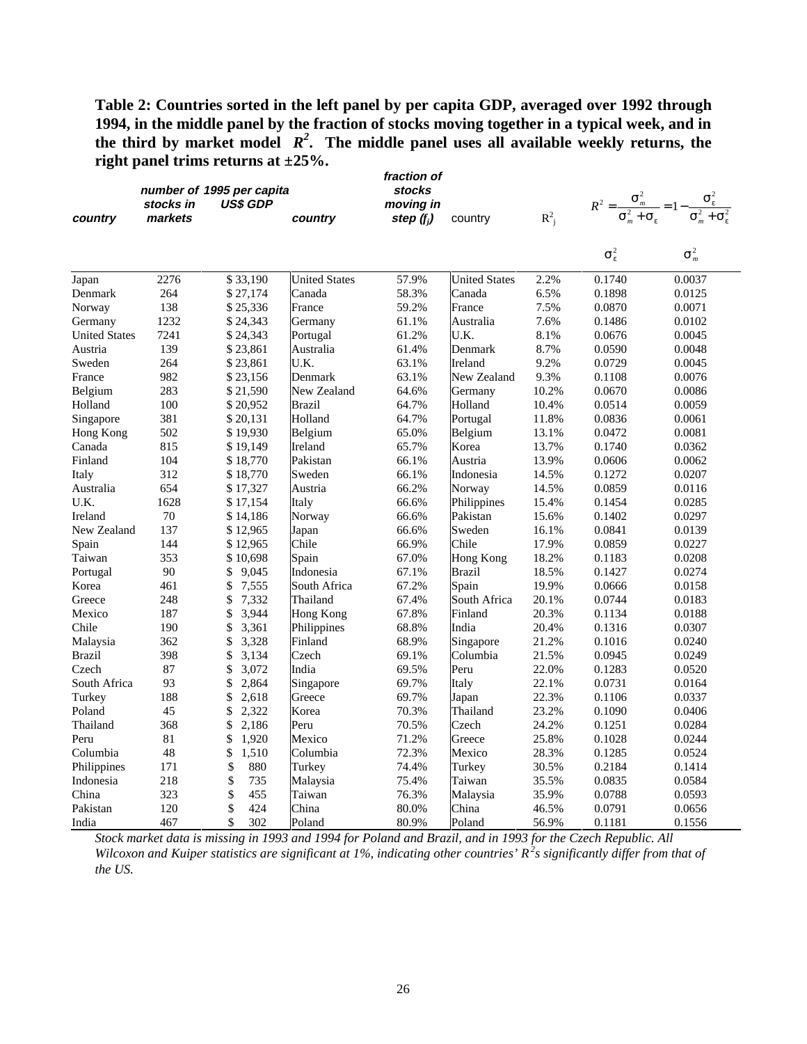**Table 2: Countries sorted in the left panel by per capita GDP, averaged over 1992 through 1994, in the middle panel by the fraction of stocks moving together in a typical week, and in the third by market model $R^2$. The middle panel uses all available weekly returns, the right panel trims returns at ±25%.**

| *country* | *number of stocks in markets* | *1995 per capita US$ GDP* | *country* | *fraction of stocks moving in step ($f_j$)* | country | $R^2_j$ | $R^2 = \frac{\sigma^2_m}{\sigma^2_m + \sigma_\varepsilon} = 1 - \frac{\sigma^2_\varepsilon}{\sigma^2_m + \sigma^2_\varepsilon}$ | |
|---|---|---|---|---|---|---|---|---|
| | | | | | | | $\sigma^2_\varepsilon$ | $\sigma^2_m$ |
| Japan | 2276 | $ 33,190 | United States | 57.9% | United States | 2.2% | 0.1740 | 0.0037 |
| Denmark | 264 | $ 27,174 | Canada | 58.3% | Canada | 6.5% | 0.1898 | 0.0125 |
| Norway | 138 | $ 25,336 | France | 59.2% | France | 7.5% | 0.0870 | 0.0071 |
| Germany | 1232 | $ 24,343 | Germany | 61.1% | Australia | 7.6% | 0.1486 | 0.0102 |
| United States | 7241 | $ 24,343 | Portugal | 61.2% | U.K. | 8.1% | 0.0676 | 0.0045 |
| Austria | 139 | $ 23,861 | Australia | 61.4% | Denmark | 8.7% | 0.0590 | 0.0048 |
| Sweden | 264 | $ 23,861 | U.K. | 63.1% | Ireland | 9.2% | 0.0729 | 0.0045 |
| France | 982 | $ 23,156 | Denmark | 63.1% | New Zealand | 9.3% | 0.1108 | 0.0076 |
| Belgium | 283 | $ 21,590 | New Zealand | 64.6% | Germany | 10.2% | 0.0670 | 0.0086 |
| Holland | 100 | $ 20,952 | Brazil | 64.7% | Holland | 10.4% | 0.0514 | 0.0059 |
| Singapore | 381 | $ 20,131 | Holland | 64.7% | Portugal | 11.8% | 0.0836 | 0.0061 |
| Hong Kong | 502 | $ 19,930 | Belgium | 65.0% | Belgium | 13.1% | 0.0472 | 0.0081 |
| Canada | 815 | $ 19,149 | Ireland | 65.7% | Korea | 13.7% | 0.1740 | 0.0362 |
| Finland | 104 | $ 18,770 | Pakistan | 66.1% | Austria | 13.9% | 0.0606 | 0.0062 |
| Italy | 312 | $ 18,770 | Sweden | 66.1% | Indonesia | 14.5% | 0.1272 | 0.0207 |
| Australia | 654 | $ 17,327 | Austria | 66.2% | Norway | 14.5% | 0.0859 | 0.0116 |
| U.K. | 1628 | $ 17,154 | Italy | 66.6% | Philippines | 15.4% | 0.1454 | 0.0285 |
| Ireland | 70 | $ 14,186 | Norway | 66.6% | Pakistan | 15.6% | 0.1402 | 0.0297 |
| New Zealand | 137 | $ 12,965 | Japan | 66.6% | Sweden | 16.1% | 0.0841 | 0.0139 |
| Spain | 144 | $ 12,965 | Chile | 66.9% | Chile | 17.9% | 0.0859 | 0.0227 |
| Taiwan | 353 | $ 10,698 | Spain | 67.0% | Hong Kong | 18.2% | 0.1183 | 0.0208 |
| Portugal | 90 | $ 9,045 | Indonesia | 67.1% | Brazil | 18.5% | 0.1427 | 0.0274 |
| Korea | 461 | $ 7,555 | South Africa | 67.2% | Spain | 19.9% | 0.0666 | 0.0158 |
| Greece | 248 | $ 7,332 | Thailand | 67.4% | South Africa | 20.1% | 0.0744 | 0.0183 |
| Mexico | 187 | $ 3,944 | Hong Kong | 67.8% | Finland | 20.3% | 0.1134 | 0.0188 |
| Chile | 190 | $ 3,361 | Philippines | 68.8% | India | 20.4% | 0.1316 | 0.0307 |
| Malaysia | 362 | $ 3,328 | Finland | 68.9% | Singapore | 21.2% | 0.1016 | 0.0240 |
| Brazil | 398 | $ 3,134 | Czech | 69.1% | Columbia | 21.5% | 0.0945 | 0.0249 |
| Czech | 87 | $ 3,072 | India | 69.5% | Peru | 22.0% | 0.1283 | 0.0520 |
| South Africa | 93 | $ 2,864 | Singapore | 69.7% | Italy | 22.1% | 0.0731 | 0.0164 |
| Turkey | 188 | $ 2,618 | Greece | 69.7% | Japan | 22.3% | 0.1106 | 0.0337 |
| Poland | 45 | $ 2,322 | Korea | 70.3% | Thailand | 23.2% | 0.1090 | 0.0406 |
| Thailand | 368 | $ 2,186 | Peru | 70.5% | Czech | 24.2% | 0.1251 | 0.0284 |
| Peru | 81 | $ 1,920 | Mexico | 71.2% | Greece | 25.8% | 0.1028 | 0.0244 |
| Columbia | 48 | $ 1,510 | Columbia | 72.3% | Mexico | 28.3% | 0.1285 | 0.0524 |
| Philippines | 171 | $ 880 | Turkey | 74.4% | Turkey | 30.5% | 0.2184 | 0.1414 |
| Indonesia | 218 | $ 735 | Malaysia | 75.4% | Taiwan | 35.5% | 0.0835 | 0.0584 |
| China | 323 | $ 455 | Taiwan | 76.3% | Malaysia | 35.9% | 0.0788 | 0.0593 |
| Pakistan | 120 | $ 424 | China | 80.0% | China | 46.5% | 0.0791 | 0.0656 |
| India | 467 | $ 302 | Poland | 80.9% | Poland | 56.9% | 0.1181 | 0.1556 |

*Stock market data is missing in 1993 and 1994 for Poland and Brazil, and in 1993 for the Czech Republic. All Wilcoxon and Kuiper statistics are significant at 1%, indicating other countries' $R^2$s significantly differ from that of the US.*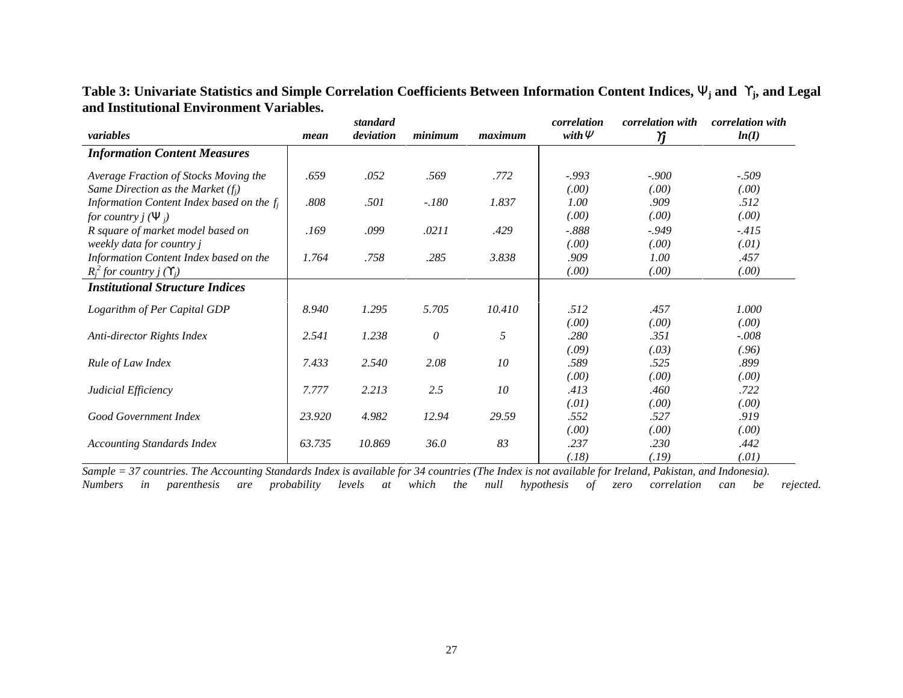**Table 3: Univariate Statistics and Simple Correlation Coefficients Between Information Content Indices, $\Psi_j$ and $\Upsilon_j$, and Legal and Institutional Environment Variables.**

| *variables* | *mean* | *standard deviation* | *minimum* | *maximum* | *correlation with* $\Psi$ | *correlation with* $\Upsilon_j$ | *correlation with* $ln(I)$ |
|---|---|---|---|---|---|---|---|
| ***Information Content Measures*** | | | | | | | |
| *Average Fraction of Stocks Moving the Same Direction as the Market ($f_j$)* | .659 | .052 | .569 | .772 | -.993 (.00) | -.900 (.00) | -.509 (.00) |
| *Information Content Index based on the $f_j$ for country j ($\Psi_j$)* | .808 | .501 | -.180 | 1.837 | 1.00 (.00) | .909 (.00) | .512 (.00) |
| *R square of market model based on weekly data for country j* | .169 | .099 | .0211 | .429 | -.888 (.00) | -.949 (.00) | -.415 (.01) |
| *Information Content Index based on the $R_j^2$ for country j ($\Upsilon_j$)* | 1.764 | .758 | .285 | 3.838 | .909 (.00) | 1.00 (.00) | .457 (.00) |
| ***Institutional Structure Indices*** | | | | | | | |
| *Logarithm of Per Capital GDP* | 8.940 | 1.295 | 5.705 | 10.410 | .512 (.00) | .457 (.00) | 1.000 (.00) |
| *Anti-director Rights Index* | 2.541 | 1.238 | 0 | 5 | .280 (.09) | .351 (.03) | -.008 (.96) |
| *Rule of Law Index* | 7.433 | 2.540 | 2.08 | 10 | .589 (.00) | .525 (.00) | .899 (.00) |
| *Judicial Efficiency* | 7.777 | 2.213 | 2.5 | 10 | .413 (.01) | .460 (.00) | .722 (.00) |
| *Good Government Index* | 23.920 | 4.982 | 12.94 | 29.59 | .552 (.00) | .527 (.00) | .919 (.00) |
| *Accounting Standards Index* | 63.735 | 10.869 | 36.0 | 83 | .237 (.18) | .230 (.19) | .442 (.01) |

*Sample = 37 countries. The Accounting Standards Index is available for 34 countries (The Index is not available for Ireland, Pakistan, and Indonesia). Numbers in parenthesis are probability levels at which the null hypothesis of zero correlation can be rejected.*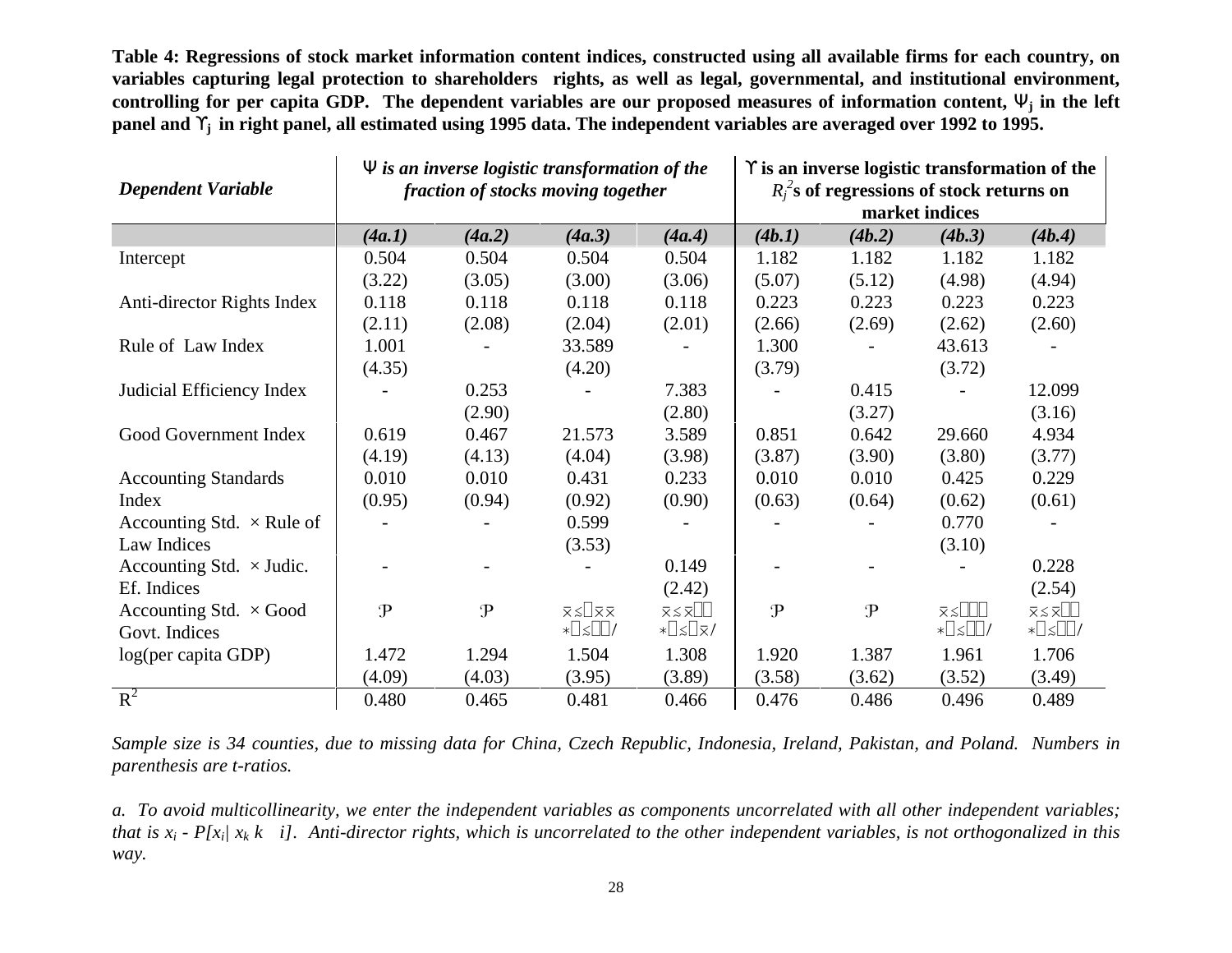**Table 4: Regressions of stock market information content indices, constructed using all available firms for each country, on variables capturing legal protection to shareholders rights, as well as legal, governmental, and institutional environment, controlling for per capita GDP. The dependent variables are our proposed measures of information content, $\Psi_j$ in the left panel and $\Upsilon_j$ in right panel, all estimated using 1995 data. The independent variables are averaged over 1992 to 1995.**

| *Dependent Variable* | *$\Psi$ is an inverse logistic transformation of the fraction of stocks moving together* | | | | **$\Upsilon$ is an inverse logistic transformation of the $R_j^2$s of regressions of stock returns on market indices** | | | |
|---|---|---|---|---|---|---|---|---|
| | ***(4a.1)*** | ***(4a.2)*** | ***(4a.3)*** | ***(4a.4)*** | ***(4b.1)*** | ***(4b.2)*** | ***(4b.3)*** | ***(4b.4)*** |
| Intercept | 0.504 | 0.504 | 0.504 | 0.504 | 1.182 | 1.182 | 1.182 | 1.182 |
| | (3.22) | (3.05) | (3.00) | (3.06) | (5.07) | (5.12) | (4.98) | (4.94) |
| Anti-director Rights Index | 0.118 | 0.118 | 0.118 | 0.118 | 0.223 | 0.223 | 0.223 | 0.223 |
| | (2.11) | (2.08) | (2.04) | (2.01) | (2.66) | (2.69) | (2.62) | (2.60) |
| Rule of Law Index | 1.001 | - | 33.589 | - | 1.300 | - | 43.613 | - |
| | (4.35) | | (4.20) | | (3.79) | | (3.72) | |
| Judicial Efficiency Index | - | 0.253 | - | 7.383 | - | 0.415 | - | 12.099 |
| | | (2.90) | | (2.80) | | (3.27) | | (3.16) |
| Good Government Index | 0.619 | 0.467 | 21.573 | 3.589 | 0.851 | 0.642 | 29.660 | 4.934 |
| | (4.19) | (4.13) | (4.04) | (3.98) | (3.87) | (3.90) | (3.80) | (3.77) |
| Accounting Standards Index | 0.010 | 0.010 | 0.431 | 0.233 | 0.010 | 0.010 | 0.425 | 0.229 |
| | (0.95) | (0.94) | (0.92) | (0.90) | (0.63) | (0.64) | (0.62) | (0.61) |
| Accounting Std. × Rule of Law Indices | - | - | 0.599 | - | - | - | 0.770 | - |
| | | | (3.53) | | | | (3.10) | |
| Accounting Std. × Judic. Ef. Indices | - | - | - | 0.149 | - | - | - | 0.228 |
| | | | | (2.42) | | | | (2.54) |
| Accounting Std. × Good Govt. Indices | 𝒫 | 𝒫 | ⊼≤□⊼⊼ | ⊼≤⊼□□ | 𝒫 | 𝒫 | ⊼≤□□□ | ⊼≤⊼□□ |
| | | | ∗□≤□□/ | ∗□≤□⊼/ | | | ∗□≤□□/ | ∗□≤□□/ |
| log(per capita GDP) | 1.472 | 1.294 | 1.504 | 1.308 | 1.920 | 1.387 | 1.961 | 1.706 |
| | (4.09) | (4.03) | (3.95) | (3.89) | (3.58) | (3.62) | (3.52) | (3.49) |
| $R^2$ | 0.480 | 0.465 | 0.481 | 0.466 | 0.476 | 0.486 | 0.496 | 0.489 |

*Sample size is 34 counties, due to missing data for China, Czech Republic, Indonesia, Ireland, Pakistan, and Poland. Numbers in parenthesis are t-ratios.*

*a. To avoid multicollinearity, we enter the independent variables as components uncorrelated with all other independent variables; that is $x_i$ - $P[x_i|\ x_k\ k\ \ i]$. Anti-director rights, which is uncorrelated to the other independent variables, is not orthogonalized in this way.*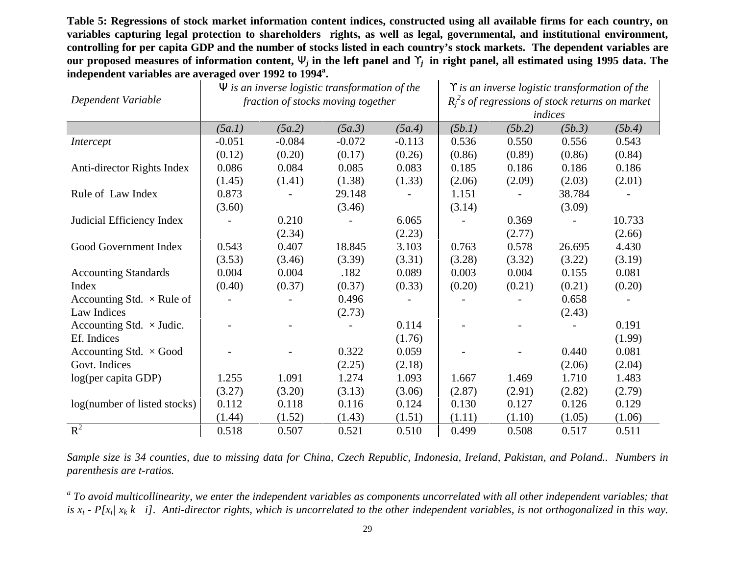**Table 5: Regressions of stock market information content indices, constructed using all available firms for each country, on variables capturing legal protection to shareholders rights, as well as legal, governmental, and institutional environment, controlling for per capita GDP and the number of stocks listed in each country's stock markets. The dependent variables are our proposed measures of information content, $\Psi_j$ in the left panel and $\Upsilon_j$ in right panel, all estimated using 1995 data. The independent variables are averaged over 1992 to 1994[a].**

| *Dependent Variable* | *$\Psi$ is an inverse logistic transformation of the fraction of stocks moving together* | | | | *$\Upsilon$ is an inverse logistic transformation of the $R_j^2$s of regressions of stock returns on market indices* | | | |
|---|---|---|---|---|---|---|---|---|
| | *(5a.1)* | *(5a.2)* | *(5a.3)* | *(5a.4)* | *(5b.1)* | *(5b.2)* | *(5b.3)* | *(5b.4)* |
| *Intercept* | -0.051 | -0.084 | -0.072 | -0.113 | 0.536 | 0.550 | 0.556 | 0.543 |
| | (0.12) | (0.20) | (0.17) | (0.26) | (0.86) | (0.89) | (0.86) | (0.84) |
| Anti-director Rights Index | 0.086 | 0.084 | 0.085 | 0.083 | 0.185 | 0.186 | 0.186 | 0.186 |
| | (1.45) | (1.41) | (1.38) | (1.33) | (2.06) | (2.09) | (2.03) | (2.01) |
| Rule of Law Index | 0.873 | - | 29.148 | - | 1.151 | - | 38.784 | - |
| | (3.60) | | (3.46) | | (3.14) | | (3.09) | |
| Judicial Efficiency Index | - | 0.210 | - | 6.065 | - | 0.369 | - | 10.733 |
| | | (2.34) | | (2.23) | | (2.77) | | (2.66) |
| Good Government Index | 0.543 | 0.407 | 18.845 | 3.103 | 0.763 | 0.578 | 26.695 | 4.430 |
| | (3.53) | (3.46) | (3.39) | (3.31) | (3.28) | (3.32) | (3.22) | (3.19) |
| Accounting Standards Index | 0.004 | 0.004 | .182 | 0.089 | 0.003 | 0.004 | 0.155 | 0.081 |
| | (0.40) | (0.37) | (0.37) | (0.33) | (0.20) | (0.21) | (0.21) | (0.20) |
| Accounting Std. × Rule of Law Indices | - | - | 0.496 | - | - | - | 0.658 | - |
| | | | (2.73) | | | | (2.43) | |
| Accounting Std. × Judic. Ef. Indices | - | - | - | 0.114 | - | - | - | 0.191 |
| | | | | (1.76) | | | | (1.99) |
| Accounting Std. × Good Govt. Indices | - | - | 0.322 | 0.059 | - | - | 0.440 | 0.081 |
| | | | (2.25) | (2.18) | | | (2.06) | (2.04) |
| log(per capita GDP) | 1.255 | 1.091 | 1.274 | 1.093 | 1.667 | 1.469 | 1.710 | 1.483 |
| | (3.27) | (3.20) | (3.13) | (3.06) | (2.87) | (2.91) | (2.82) | (2.79) |
| log(number of listed stocks) | 0.112 | 0.118 | 0.116 | 0.124 | 0.130 | 0.127 | 0.126 | 0.129 |
| | (1.44) | (1.52) | (1.43) | (1.51) | (1.11) | (1.10) | (1.05) | (1.06) |
| $R^2$ | 0.518 | 0.507 | 0.521 | 0.510 | 0.499 | 0.508 | 0.517 | 0.511 |

*Sample size is 34 counties, due to missing data for China, Czech Republic, Indonesia, Ireland, Pakistan, and Poland.. Numbers in parenthesis are t-ratios.*

[a] *To avoid multicollinearity, we enter the independent variables as components uncorrelated with all other independent variables; that is $x_i$ - $P[x_i| x_k\ k \neq i]$. Anti-director rights, which is uncorrelated to the other independent variables, is not orthogonalized in this way.*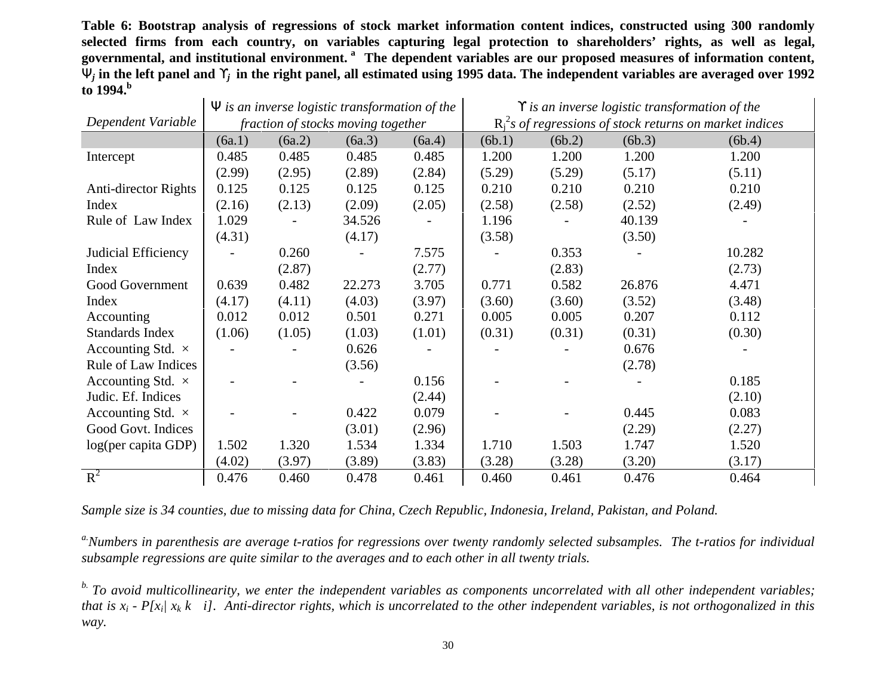**Table 6: Bootstrap analysis of regressions of stock market information content indices, constructed using 300 randomly selected firms from each country, on variables capturing legal protection to shareholders' rights, as well as legal, governmental, and institutional environment.** [a] **The dependent variables are our proposed measures of information content, $\Psi_j$ in the left panel and $\Upsilon_j$ in the right panel, all estimated using 1995 data. The independent variables are averaged over 1992 to 1994.** [b]

| *Dependent Variable* | *$\Psi$ is an inverse logistic transformation of the fraction of stocks moving together* | | | | *$\Upsilon$ is an inverse logistic transformation of the $R_j^2$'s of regressions of stock returns on market indices* | | | |
|---|---|---|---|---|---|---|---|---|
| | (6a.1) | (6a.2) | (6a.3) | (6a.4) | (6b.1) | (6b.2) | (6b.3) | (6b.4) |
| Intercept | 0.485 | 0.485 | 0.485 | 0.485 | 1.200 | 1.200 | 1.200 | 1.200 |
| | (2.99) | (2.95) | (2.89) | (2.84) | (5.29) | (5.29) | (5.17) | (5.11) |
| Anti-director Rights Index | 0.125 | 0.125 | 0.125 | 0.125 | 0.210 | 0.210 | 0.210 | 0.210 |
| | (2.16) | (2.13) | (2.09) | (2.05) | (2.58) | (2.58) | (2.52) | (2.49) |
| Rule of Law Index | 1.029 | - | 34.526 | - | 1.196 | - | 40.139 | - |
| | (4.31) | | (4.17) | | (3.58) | | (3.50) | |
| Judicial Efficiency Index | - | 0.260 | - | 7.575 | - | 0.353 | - | 10.282 |
| | | (2.87) | | (2.77) | | (2.83) | | (2.73) |
| Good Government Index | 0.639 | 0.482 | 22.273 | 3.705 | 0.771 | 0.582 | 26.876 | 4.471 |
| | (4.17) | (4.11) | (4.03) | (3.97) | (3.60) | (3.60) | (3.52) | (3.48) |
| Accounting Standards Index | 0.012 | 0.012 | 0.501 | 0.271 | 0.005 | 0.005 | 0.207 | 0.112 |
| | (1.06) | (1.05) | (1.03) | (1.01) | (0.31) | (0.31) | (0.31) | (0.30) |
| Accounting Std. × Rule of Law Indices | - | - | 0.626 | - | - | - | 0.676 | - |
| | | | (3.56) | | | | (2.78) | |
| Accounting Std. × Judic. Ef. Indices | - | - | - | 0.156 | - | - | - | 0.185 |
| | | | | (2.44) | | | | (2.10) |
| Accounting Std. × Good Govt. Indices | - | - | 0.422 | 0.079 | - | - | 0.445 | 0.083 |
| | | | (3.01) | (2.96) | | | (2.29) | (2.27) |
| log(per capita GDP) | 1.502 | 1.320 | 1.534 | 1.334 | 1.710 | 1.503 | 1.747 | 1.520 |
| | (4.02) | (3.97) | (3.89) | (3.83) | (3.28) | (3.28) | (3.20) | (3.17) |
| $R^2$ | 0.476 | 0.460 | 0.478 | 0.461 | 0.460 | 0.461 | 0.476 | 0.464 |

*Sample size is 34 counties, due to missing data for China, Czech Republic, Indonesia, Ireland, Pakistan, and Poland.*

[a] *Numbers in parenthesis are average t-ratios for regressions over twenty randomly selected subsamples. The t-ratios for individual subsample regressions are quite similar to the averages and to each other in all twenty trials.*

[b] *To avoid multicollinearity, we enter the independent variables as components uncorrelated with all other independent variables; that is $x_i - P[x_i | x_k\ k \neq i]$. Anti-director rights, which is uncorrelated to the other independent variables, is not orthogonalized in this way.*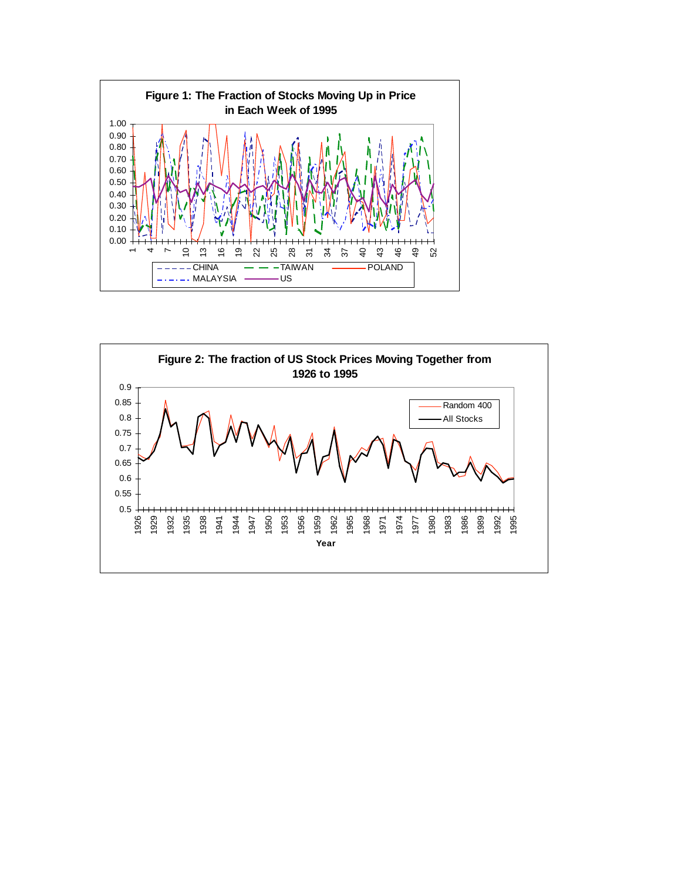**Figure 1: The Fraction of Stocks Moving Up in Price in Each Week of 1995**

**Figure 2: The fraction of US Stock Prices Moving Together from 1926 to 1995**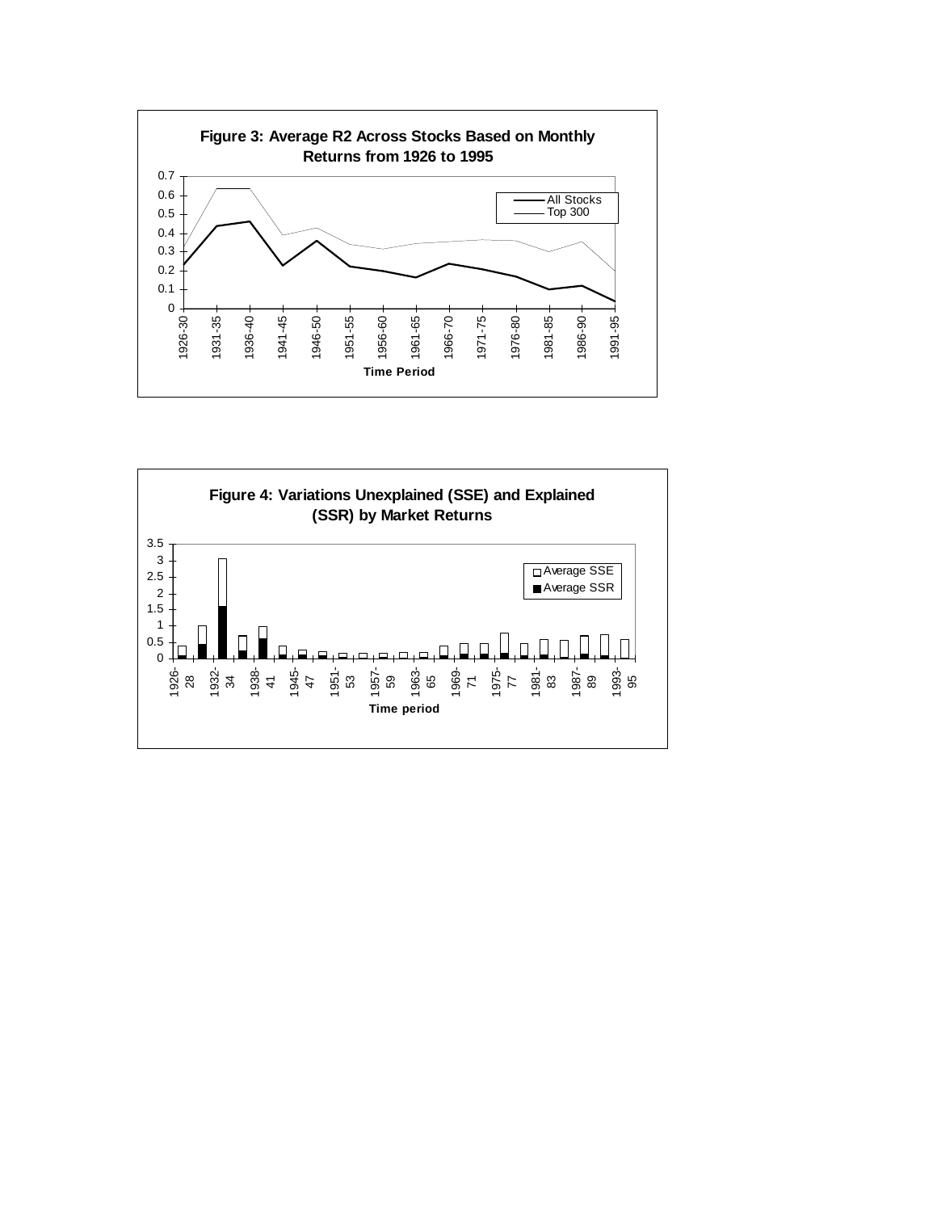**Figure 3: Average R2 Across Stocks Based on Monthly Returns from 1926 to 1995**

**Figure 4: Variations Unexplained (SSE) and Explained (SSR) by Market Returns**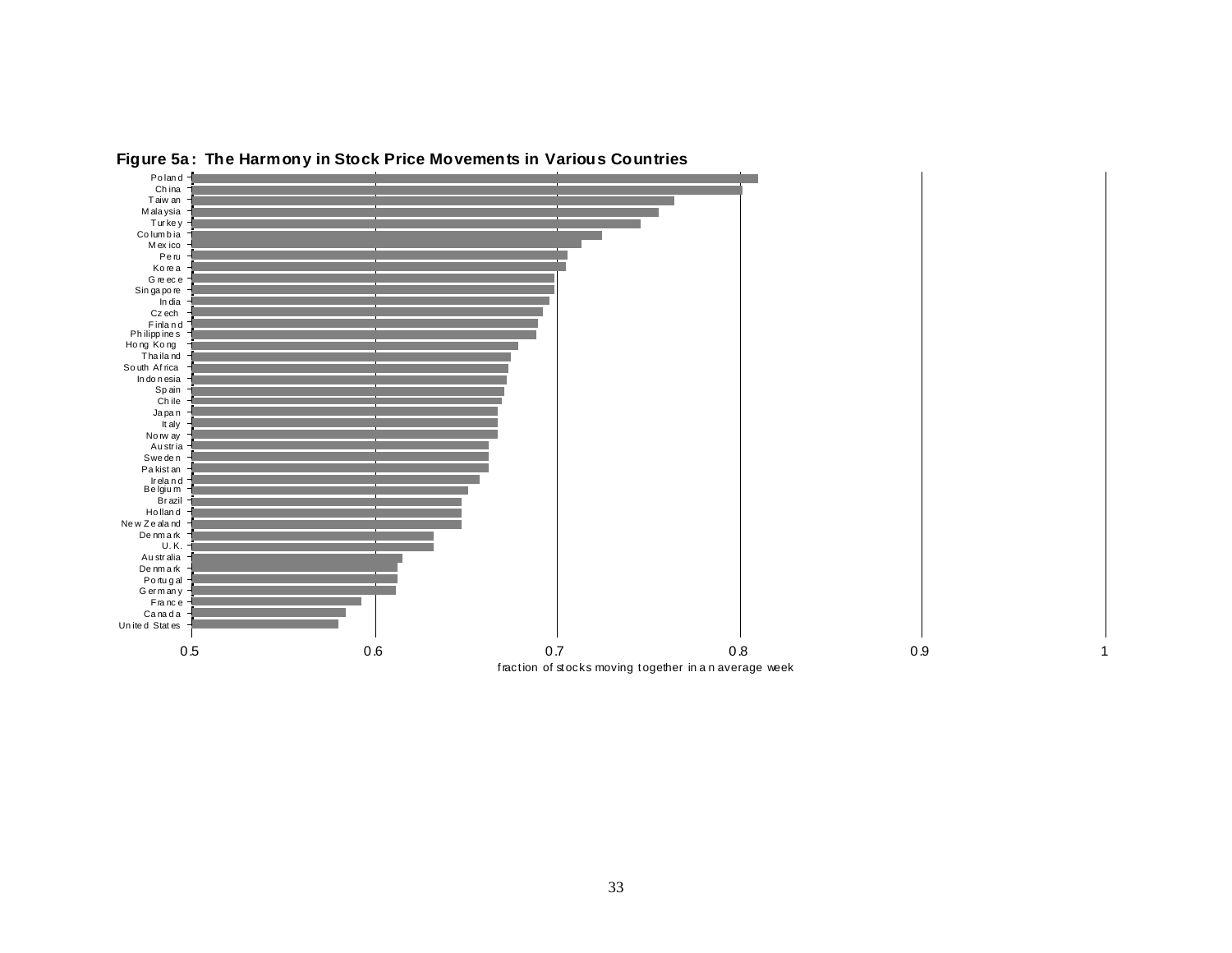**Figure 5a: The Harmony in Stock Price Movements in Various Countries**

| Country | Fraction of stocks moving together in an average week (approx.) |
|---|---|
| Poland | 0.81 |
| China | 0.80 |
| Taiwan | 0.76 |
| Malaysia | 0.75 |
| Turkey | 0.74 |
| Columbia | 0.72 |
| Mexico | 0.71 |
| Peru | 0.70 |
| Korea | 0.70 |
| Greece | 0.69 |
| Singapore | 0.69 |
| India | 0.69 |
| Czech | 0.69 |
| Finland | 0.69 |
| Philippines | 0.68 |
| Hong Kong | 0.68 |
| Thailand | 0.67 |
| South Africa | 0.67 |
| Indonesia | 0.67 |
| Spain | 0.67 |
| Chile | 0.67 |
| Japan | 0.66 |
| Italy | 0.66 |
| Norway | 0.66 |
| Austria | 0.66 |
| Sweden | 0.66 |
| Pakistan | 0.66 |
| Ireland | 0.65 |
| Belgium | 0.65 |
| Brazil | 0.64 |
| Holland | 0.64 |
| New Zealand | 0.64 |
| Denmark | 0.63 |
| U.K. | 0.63 |
| Australia | 0.61 |
| Denmark | 0.61 |
| Portugal | 0.61 |
| Germany | 0.61 |
| France | 0.59 |
| Canada | 0.58 |
| United States | 0.58 |

x-axis: fraction of stocks moving together in an average week (0.5 to 1)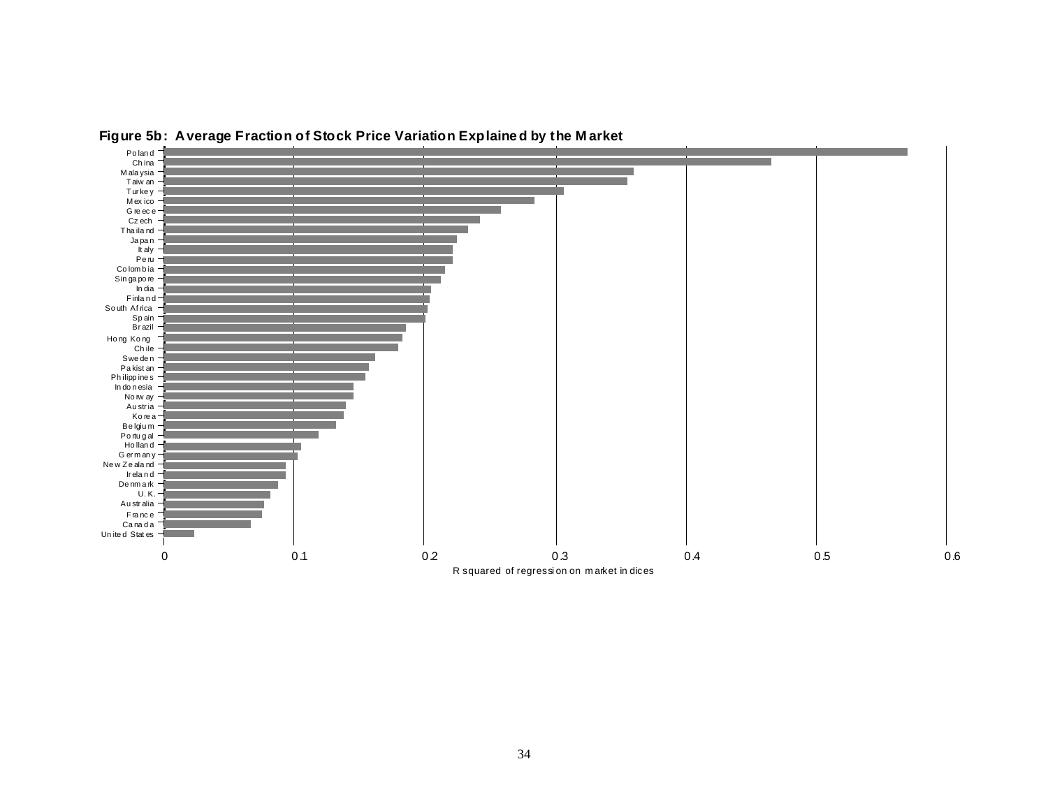**Figure 5b: Average Fraction of Stock Price Variation Explained by the Market**

Poland
China
Malaysia
Taiwan
Turkey
Mexico
Greece
Czech
Thailand
Japan
Italy
Peru
Colombia
Singapore
India
Finland
South Africa
Spain
Brazil
Hong Kong
Chile
Sweden
Pakistan
Philippines
Indonesia
Norway
Austria
Korea
Belgium
Portugal
Holland
Germany
New Zealand
Ireland
Denmark
U.K.
Australia
France
Canada
United States

0 0.1 0.2 0.3 0.4 0.5 0.6

R squared of regression on market indices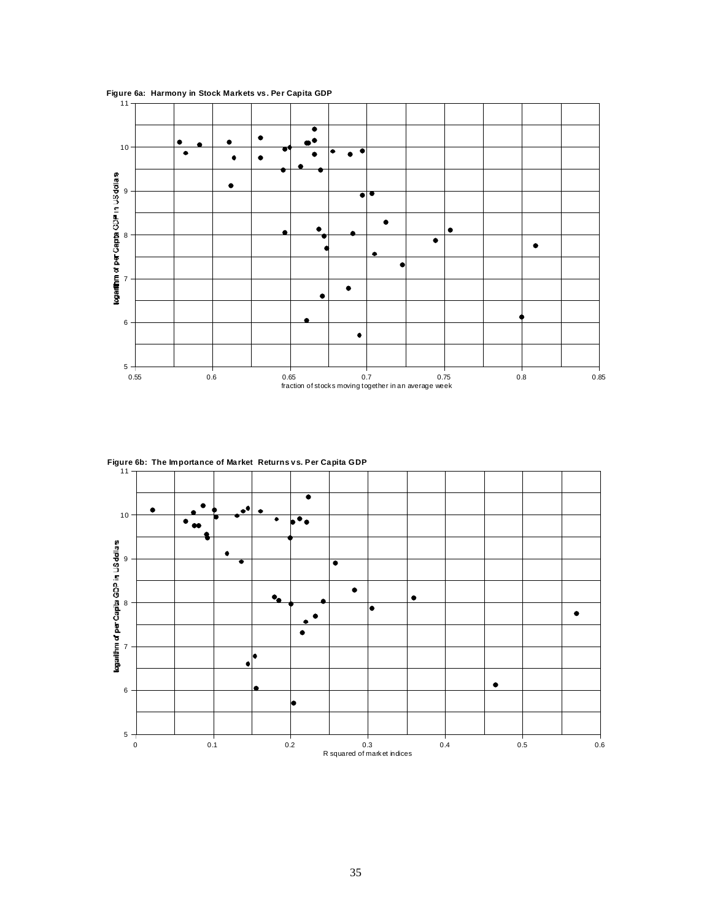**Figure 6a: Harmony in Stock Markets vs. Per Capita GDP**

**Figure 6b: The Importance of Market Returns vs. Per Capita GDP**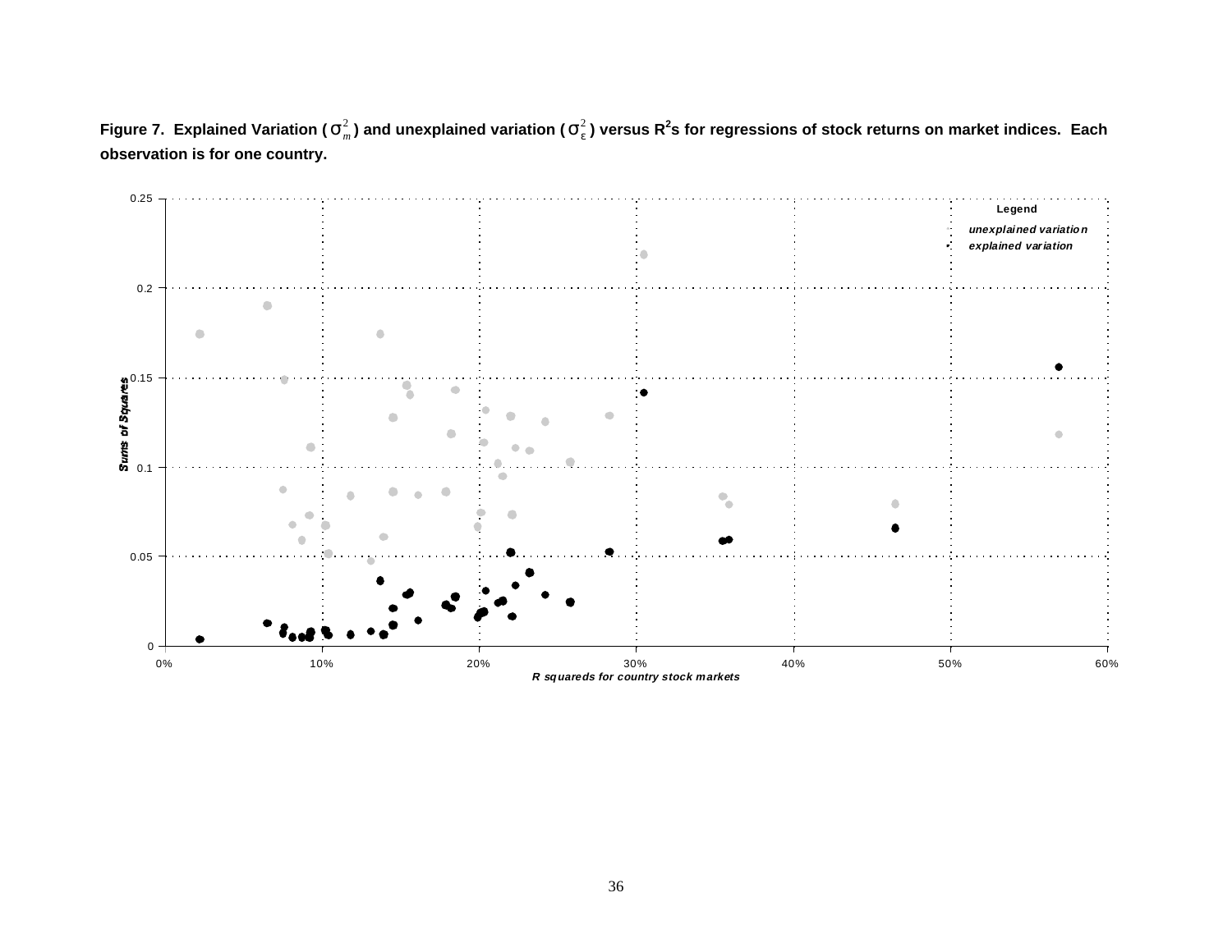**Figure 7. Explained Variation ($\sigma_m^2$) and unexplained variation ($\sigma_\varepsilon^2$) versus $R^2$s for regressions of stock returns on market indices. Each observation is for one country.**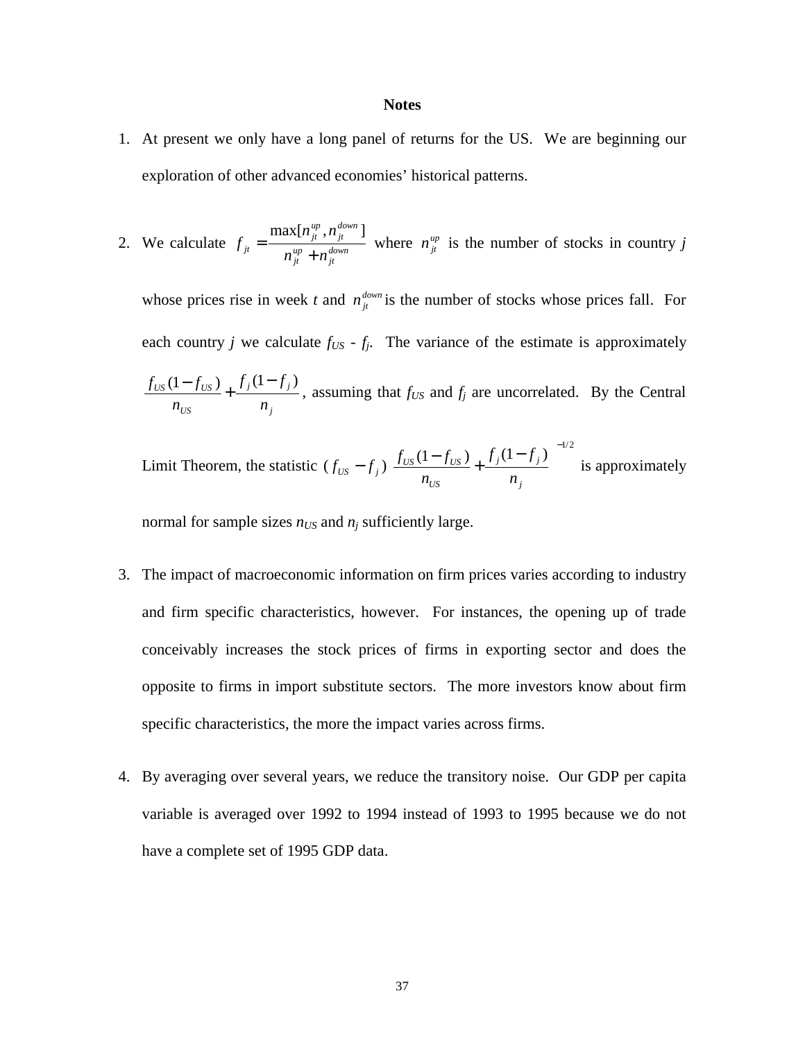**Notes**

1. At present we only have a long panel of returns for the US. We are beginning our exploration of other advanced economies' historical patterns.

2. We calculate $f_{jt} = \dfrac{\max[n_{jt}^{up}, n_{jt}^{down}]}{n_{jt}^{up} + n_{jt}^{down}}$ where $n_{jt}^{up}$ is the number of stocks in country *j* whose prices rise in week *t* and $n_{jt}^{down}$ is the number of stocks whose prices fall. For each country *j* we calculate $f_{US}$ - $f_j$. The variance of the estimate is approximately $\dfrac{f_{US}(1-f_{US})}{n_{US}} + \dfrac{f_j(1-f_j)}{n_j}$, assuming that $f_{US}$ and $f_j$ are uncorrelated. By the Central Limit Theorem, the statistic $(f_{US} - f_j)\left(\dfrac{f_{US}(1-f_{US})}{n_{US}} + \dfrac{f_j(1-f_j)}{n_j}\right)^{-1/2}$ is approximately normal for sample sizes $n_{US}$ and $n_j$ sufficiently large.

3. The impact of macroeconomic information on firm prices varies according to industry and firm specific characteristics, however. For instances, the opening up of trade conceivably increases the stock prices of firms in exporting sector and does the opposite to firms in import substitute sectors. The more investors know about firm specific characteristics, the more the impact varies across firms.

4. By averaging over several years, we reduce the transitory noise. Our GDP per capita variable is averaged over 1992 to 1994 instead of 1993 to 1995 because we do not have a complete set of 1995 GDP data.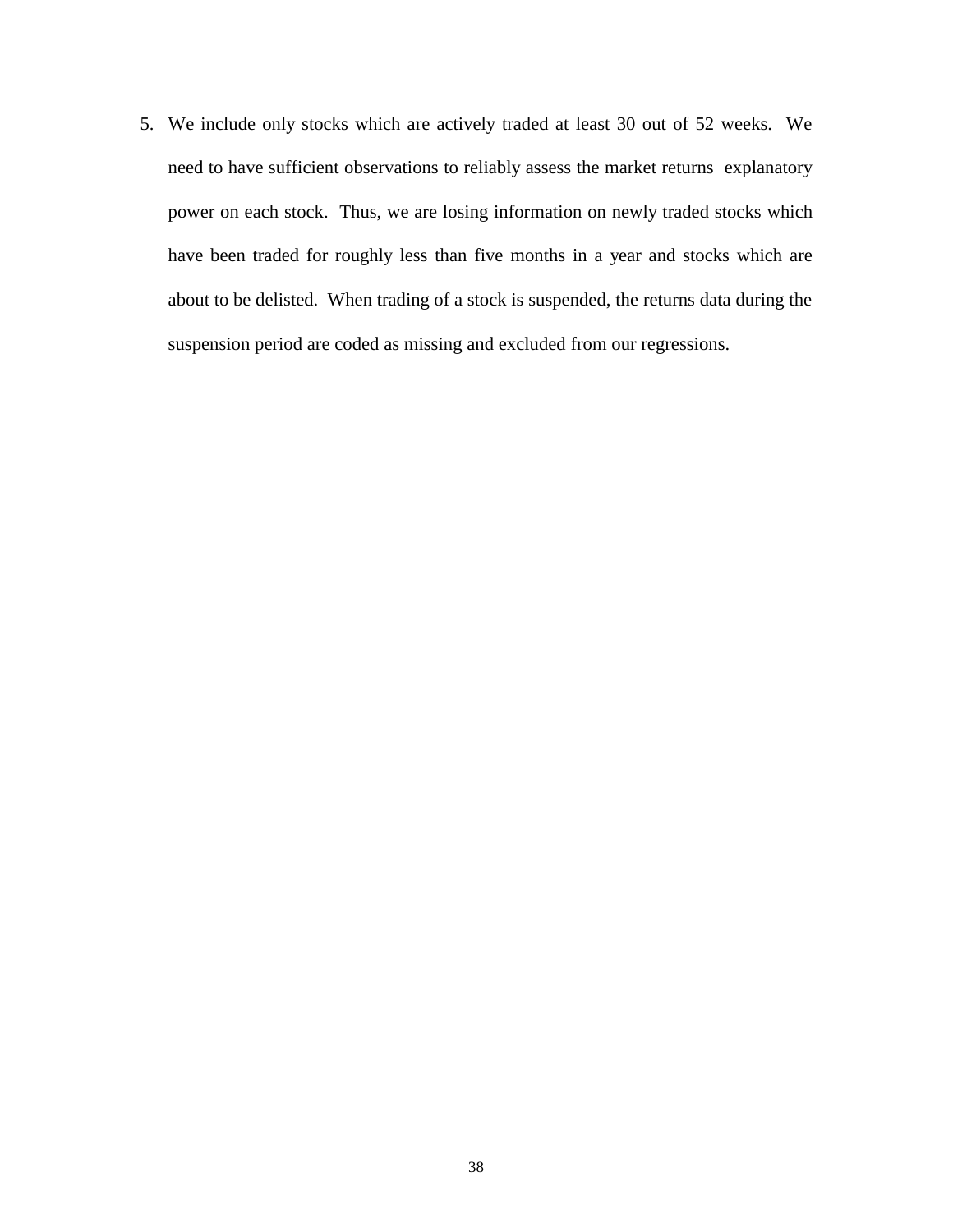5. We include only stocks which are actively traded at least 30 out of 52 weeks. We need to have sufficient observations to reliably assess the market returns explanatory power on each stock. Thus, we are losing information on newly traded stocks which have been traded for roughly less than five months in a year and stocks which are about to be delisted. When trading of a stock is suspended, the returns data during the suspension period are coded as missing and excluded from our regressions.